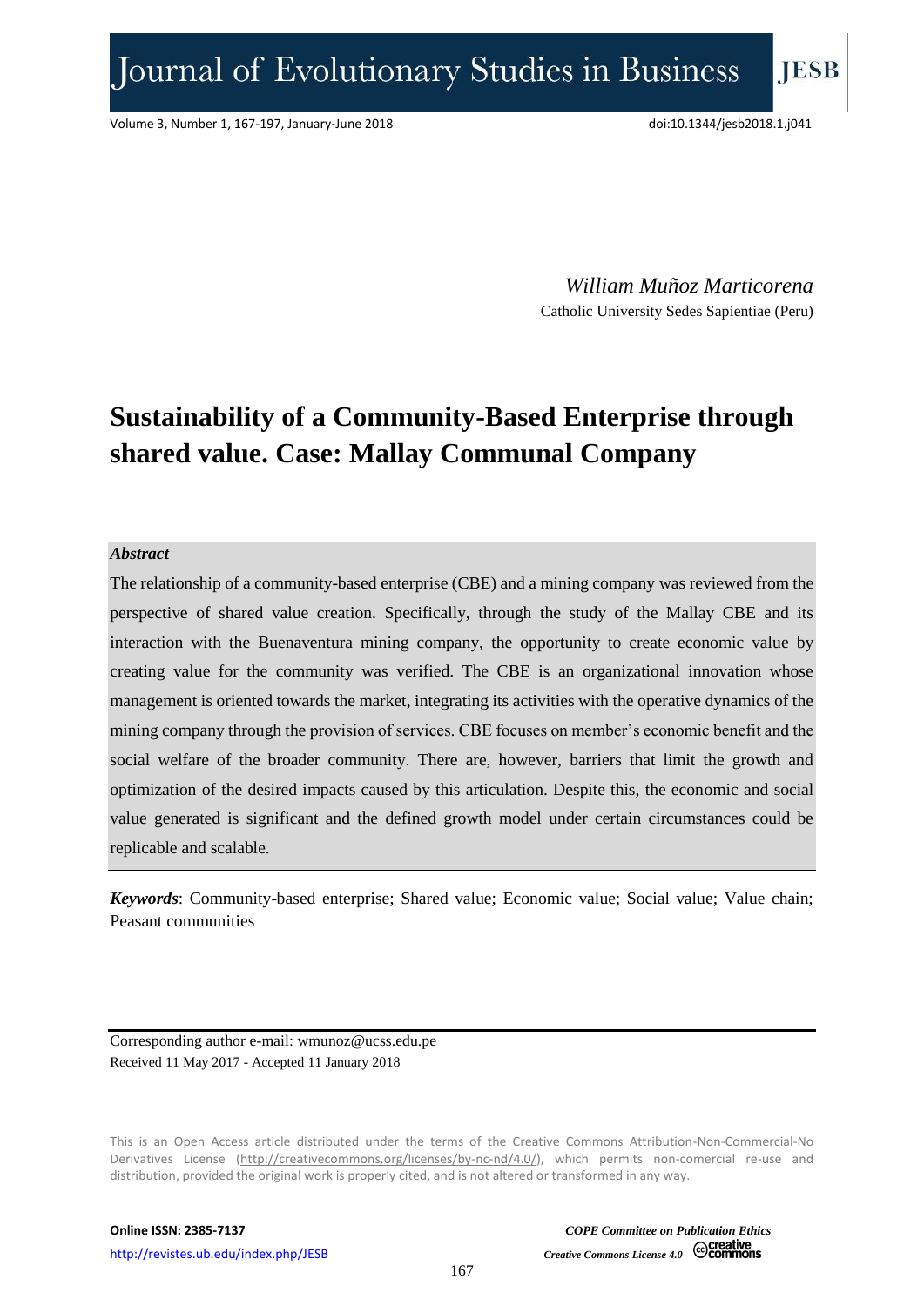*William Muñoz Marticorena*
Catholic University Sedes Sapientiae (Peru)

# Sustainability of a Community-Based Enterprise through shared value. Case: Mallay Communal Company

***Abstract***

The relationship of a community-based enterprise (CBE) and a mining company was reviewed from the perspective of shared value creation. Specifically, through the study of the Mallay CBE and its interaction with the Buenaventura mining company, the opportunity to create economic value by creating value for the community was verified. The CBE is an organizational innovation whose management is oriented towards the market, integrating its activities with the operative dynamics of the mining company through the provision of services. CBE focuses on member's economic benefit and the social welfare of the broader community. There are, however, barriers that limit the growth and optimization of the desired impacts caused by this articulation. Despite this, the economic and social value generated is significant and the defined growth model under certain circumstances could be replicable and scalable.

***Keywords***: Community-based enterprise; Shared value; Economic value; Social value; Value chain; Peasant communities

Corresponding author e-mail: wmunoz@ucss.edu.pe

Received 11 May 2017 - Accepted 11 January 2018

This is an Open Access article distributed under the terms of the Creative Commons Attribution-Non-Commercial-No Derivatives License (http://creativecommons.org/licenses/by-nc-nd/4.0/), which permits non-comercial re-use and distribution, provided the original work is properly cited, and is not altered or transformed in any way.

**Online ISSN: 2385-7137**

http://revistes.ub.edu/index.php/JESB

*COPE Committee on Publication Ethics*

*Creative Commons License 4.0*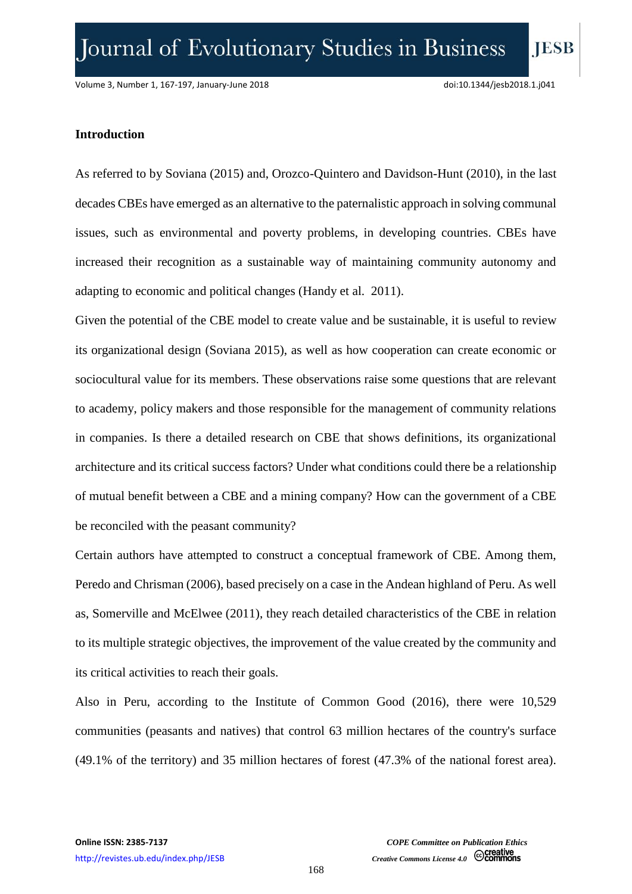**Introduction**

As referred to by Soviana (2015) and, Orozco-Quintero and Davidson-Hunt (2010), in the last decades CBEs have emerged as an alternative to the paternalistic approach in solving communal issues, such as environmental and poverty problems, in developing countries. CBEs have increased their recognition as a sustainable way of maintaining community autonomy and adapting to economic and political changes (Handy et al. 2011).

Given the potential of the CBE model to create value and be sustainable, it is useful to review its organizational design (Soviana 2015), as well as how cooperation can create economic or sociocultural value for its members. These observations raise some questions that are relevant to academy, policy makers and those responsible for the management of community relations in companies. Is there a detailed research on CBE that shows definitions, its organizational architecture and its critical success factors? Under what conditions could there be a relationship of mutual benefit between a CBE and a mining company? How can the government of a CBE be reconciled with the peasant community?

Certain authors have attempted to construct a conceptual framework of CBE. Among them, Peredo and Chrisman (2006), based precisely on a case in the Andean highland of Peru. As well as, Somerville and McElwee (2011), they reach detailed characteristics of the CBE in relation to its multiple strategic objectives, the improvement of the value created by the community and its critical activities to reach their goals.

Also in Peru, according to the Institute of Common Good (2016), there were 10,529 communities (peasants and natives) that control 63 million hectares of the country's surface (49.1% of the territory) and 35 million hectares of forest (47.3% of the national forest area).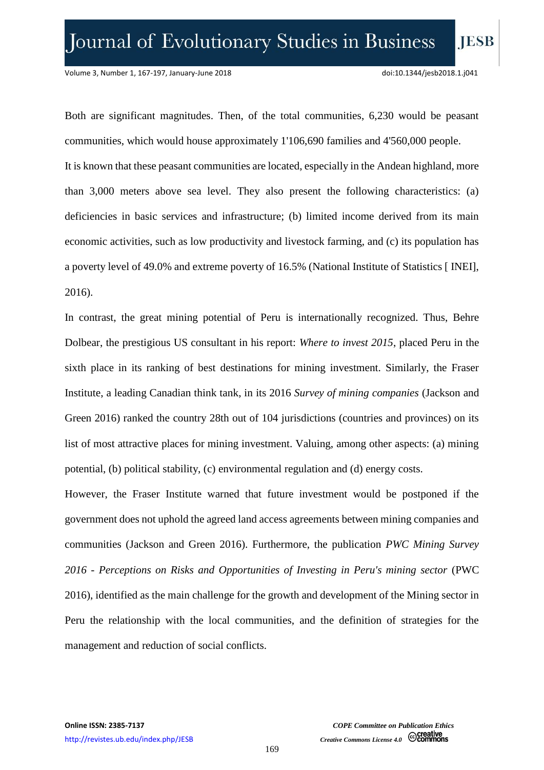Both are significant magnitudes. Then, of the total communities, 6,230 would be peasant communities, which would house approximately 1'106,690 families and 4'560,000 people.

It is known that these peasant communities are located, especially in the Andean highland, more than 3,000 meters above sea level. They also present the following characteristics: (a) deficiencies in basic services and infrastructure; (b) limited income derived from its main economic activities, such as low productivity and livestock farming, and (c) its population has a poverty level of 49.0% and extreme poverty of 16.5% (National Institute of Statistics [ INEI], 2016).

In contrast, the great mining potential of Peru is internationally recognized. Thus, Behre Dolbear, the prestigious US consultant in his report: *Where to invest 2015*, placed Peru in the sixth place in its ranking of best destinations for mining investment. Similarly, the Fraser Institute, a leading Canadian think tank, in its 2016 *Survey of mining companies* (Jackson and Green 2016) ranked the country 28th out of 104 jurisdictions (countries and provinces) on its list of most attractive places for mining investment. Valuing, among other aspects: (a) mining potential, (b) political stability, (c) environmental regulation and (d) energy costs.

However, the Fraser Institute warned that future investment would be postponed if the government does not uphold the agreed land access agreements between mining companies and communities (Jackson and Green 2016). Furthermore, the publication *PWC Mining Survey 2016 - Perceptions on Risks and Opportunities of Investing in Peru's mining sector* (PWC 2016), identified as the main challenge for the growth and development of the Mining sector in Peru the relationship with the local communities, and the definition of strategies for the management and reduction of social conflicts.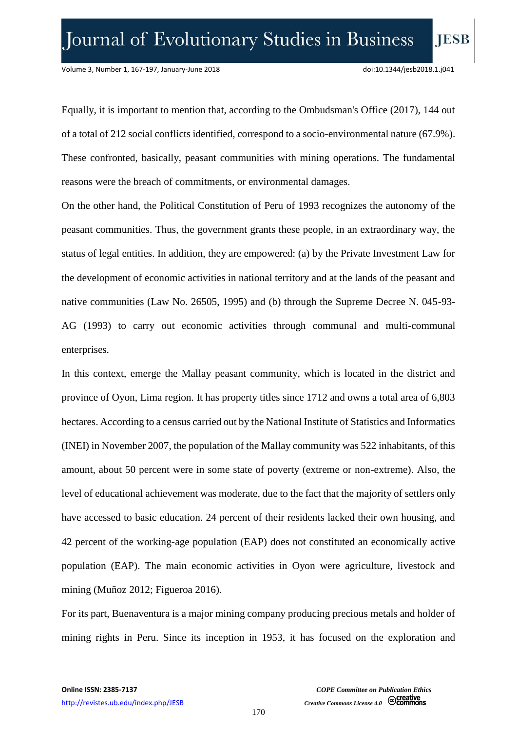Equally, it is important to mention that, according to the Ombudsman's Office (2017), 144 out of a total of 212 social conflicts identified, correspond to a socio-environmental nature (67.9%). These confronted, basically, peasant communities with mining operations. The fundamental reasons were the breach of commitments, or environmental damages.

On the other hand, the Political Constitution of Peru of 1993 recognizes the autonomy of the peasant communities. Thus, the government grants these people, in an extraordinary way, the status of legal entities. In addition, they are empowered: (a) by the Private Investment Law for the development of economic activities in national territory and at the lands of the peasant and native communities (Law No. 26505, 1995) and (b) through the Supreme Decree N. 045-93-AG (1993) to carry out economic activities through communal and multi-communal enterprises.

In this context, emerge the Mallay peasant community, which is located in the district and province of Oyon, Lima region. It has property titles since 1712 and owns a total area of 6,803 hectares. According to a census carried out by the National Institute of Statistics and Informatics (INEI) in November 2007, the population of the Mallay community was 522 inhabitants, of this amount, about 50 percent were in some state of poverty (extreme or non-extreme). Also, the level of educational achievement was moderate, due to the fact that the majority of settlers only have accessed to basic education. 24 percent of their residents lacked their own housing, and 42 percent of the working-age population (EAP) does not constituted an economically active population (EAP). The main economic activities in Oyon were agriculture, livestock and mining (Muñoz 2012; Figueroa 2016).

For its part, Buenaventura is a major mining company producing precious metals and holder of mining rights in Peru. Since its inception in 1953, it has focused on the exploration and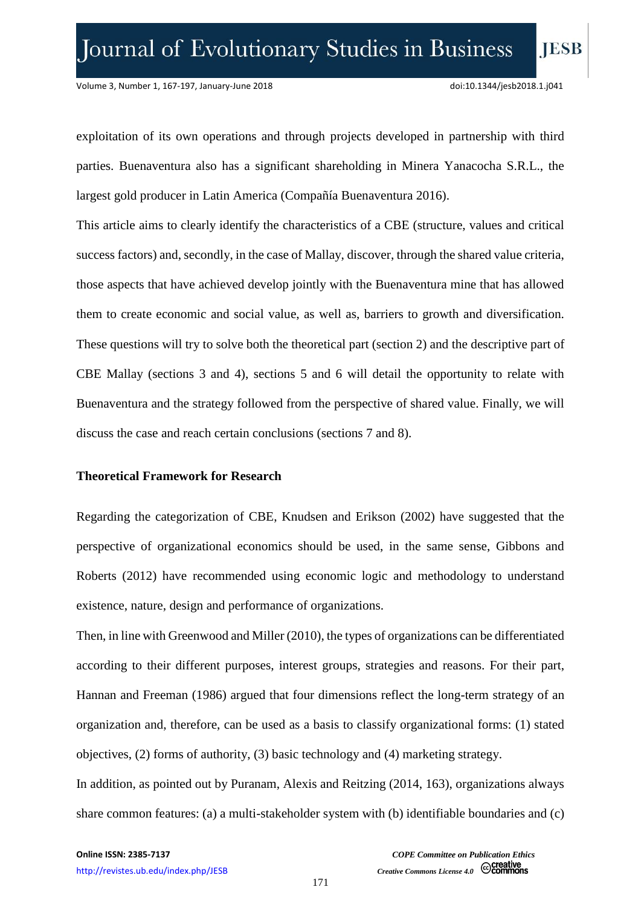exploitation of its own operations and through projects developed in partnership with third parties. Buenaventura also has a significant shareholding in Minera Yanacocha S.R.L., the largest gold producer in Latin America (Compañía Buenaventura 2016).

This article aims to clearly identify the characteristics of a CBE (structure, values and critical success factors) and, secondly, in the case of Mallay, discover, through the shared value criteria, those aspects that have achieved develop jointly with the Buenaventura mine that has allowed them to create economic and social value, as well as, barriers to growth and diversification. These questions will try to solve both the theoretical part (section 2) and the descriptive part of CBE Mallay (sections 3 and 4), sections 5 and 6 will detail the opportunity to relate with Buenaventura and the strategy followed from the perspective of shared value. Finally, we will discuss the case and reach certain conclusions (sections 7 and 8).

## Theoretical Framework for Research

Regarding the categorization of CBE, Knudsen and Erikson (2002) have suggested that the perspective of organizational economics should be used, in the same sense, Gibbons and Roberts (2012) have recommended using economic logic and methodology to understand existence, nature, design and performance of organizations.

Then, in line with Greenwood and Miller (2010), the types of organizations can be differentiated according to their different purposes, interest groups, strategies and reasons. For their part, Hannan and Freeman (1986) argued that four dimensions reflect the long-term strategy of an organization and, therefore, can be used as a basis to classify organizational forms: (1) stated objectives, (2) forms of authority, (3) basic technology and (4) marketing strategy.

In addition, as pointed out by Puranam, Alexis and Reitzing (2014, 163), organizations always share common features: (a) a multi-stakeholder system with (b) identifiable boundaries and (c)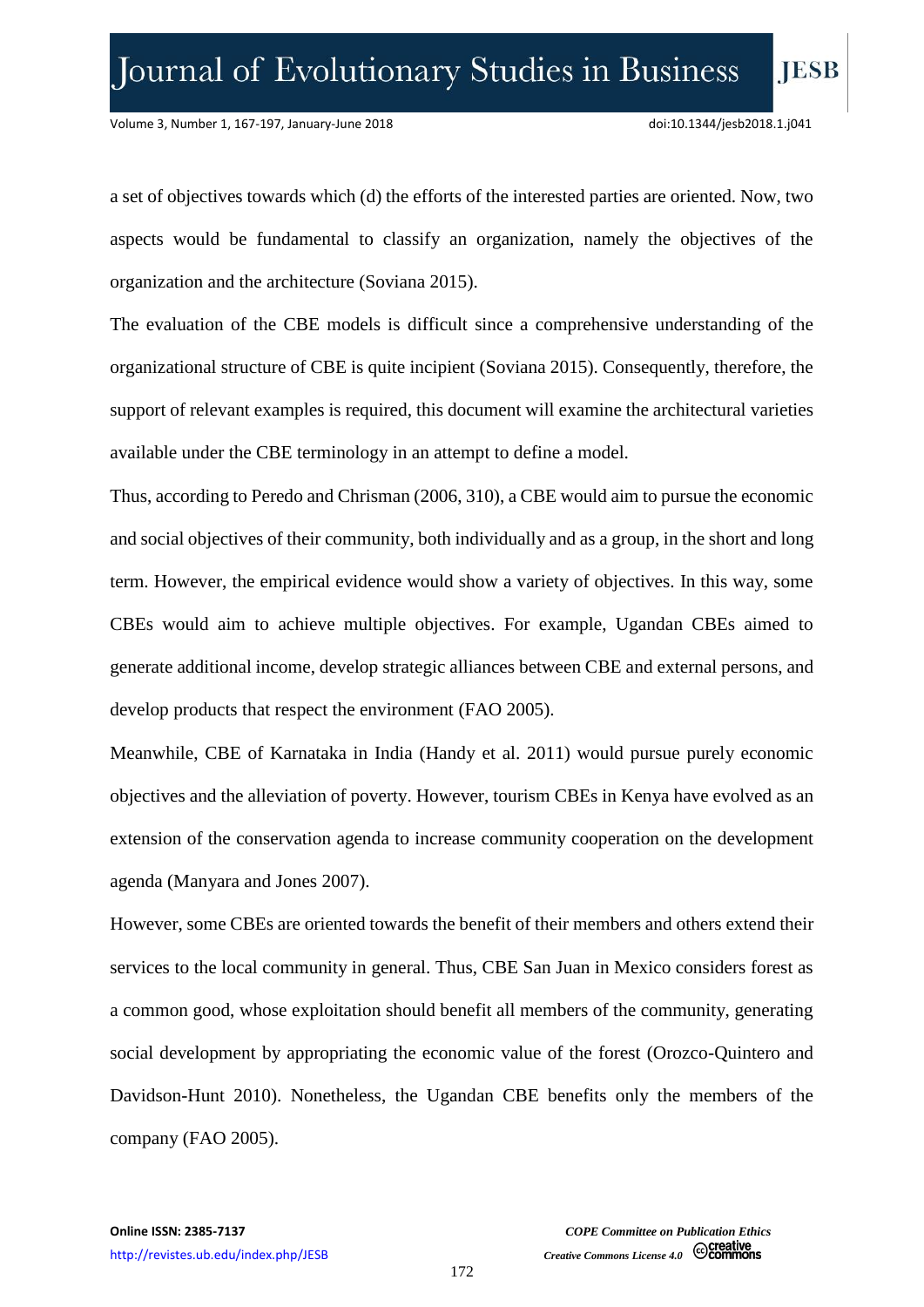a set of objectives towards which (d) the efforts of the interested parties are oriented. Now, two aspects would be fundamental to classify an organization, namely the objectives of the organization and the architecture (Soviana 2015).

The evaluation of the CBE models is difficult since a comprehensive understanding of the organizational structure of CBE is quite incipient (Soviana 2015). Consequently, therefore, the support of relevant examples is required, this document will examine the architectural varieties available under the CBE terminology in an attempt to define a model.

Thus, according to Peredo and Chrisman (2006, 310), a CBE would aim to pursue the economic and social objectives of their community, both individually and as a group, in the short and long term. However, the empirical evidence would show a variety of objectives. In this way, some CBEs would aim to achieve multiple objectives. For example, Ugandan CBEs aimed to generate additional income, develop strategic alliances between CBE and external persons, and develop products that respect the environment (FAO 2005).

Meanwhile, CBE of Karnataka in India (Handy et al. 2011) would pursue purely economic objectives and the alleviation of poverty. However, tourism CBEs in Kenya have evolved as an extension of the conservation agenda to increase community cooperation on the development agenda (Manyara and Jones 2007).

However, some CBEs are oriented towards the benefit of their members and others extend their services to the local community in general. Thus, CBE San Juan in Mexico considers forest as a common good, whose exploitation should benefit all members of the community, generating social development by appropriating the economic value of the forest (Orozco-Quintero and Davidson-Hunt 2010). Nonetheless, the Ugandan CBE benefits only the members of the company (FAO 2005).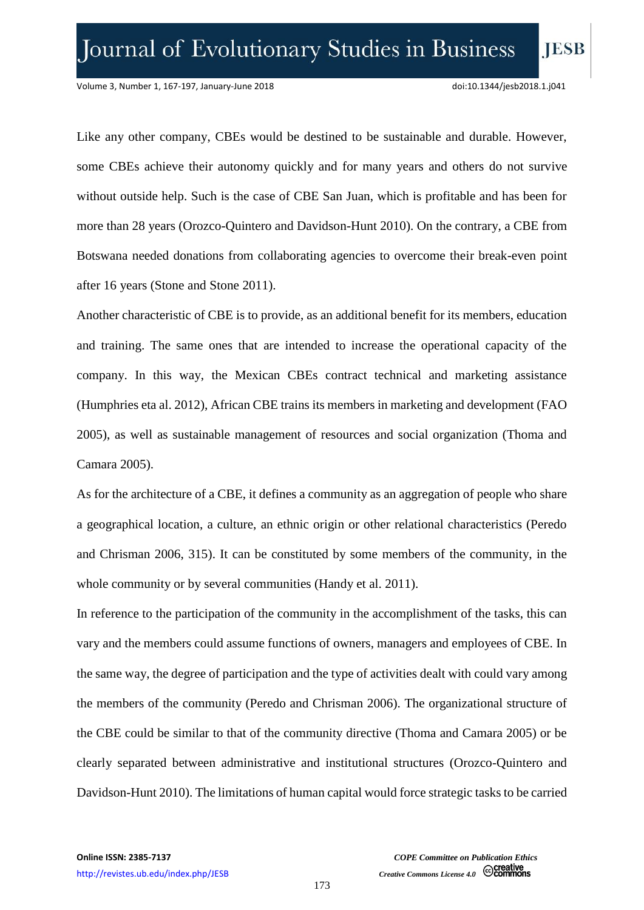Like any other company, CBEs would be destined to be sustainable and durable. However, some CBEs achieve their autonomy quickly and for many years and others do not survive without outside help. Such is the case of CBE San Juan, which is profitable and has been for more than 28 years (Orozco-Quintero and Davidson-Hunt 2010). On the contrary, a CBE from Botswana needed donations from collaborating agencies to overcome their break-even point after 16 years (Stone and Stone 2011).

Another characteristic of CBE is to provide, as an additional benefit for its members, education and training. The same ones that are intended to increase the operational capacity of the company. In this way, the Mexican CBEs contract technical and marketing assistance (Humphries eta al. 2012), African CBE trains its members in marketing and development (FAO 2005), as well as sustainable management of resources and social organization (Thoma and Camara 2005).

As for the architecture of a CBE, it defines a community as an aggregation of people who share a geographical location, a culture, an ethnic origin or other relational characteristics (Peredo and Chrisman 2006, 315). It can be constituted by some members of the community, in the whole community or by several communities (Handy et al. 2011).

In reference to the participation of the community in the accomplishment of the tasks, this can vary and the members could assume functions of owners, managers and employees of CBE. In the same way, the degree of participation and the type of activities dealt with could vary among the members of the community (Peredo and Chrisman 2006). The organizational structure of the CBE could be similar to that of the community directive (Thoma and Camara 2005) or be clearly separated between administrative and institutional structures (Orozco-Quintero and Davidson-Hunt 2010). The limitations of human capital would force strategic tasks to be carried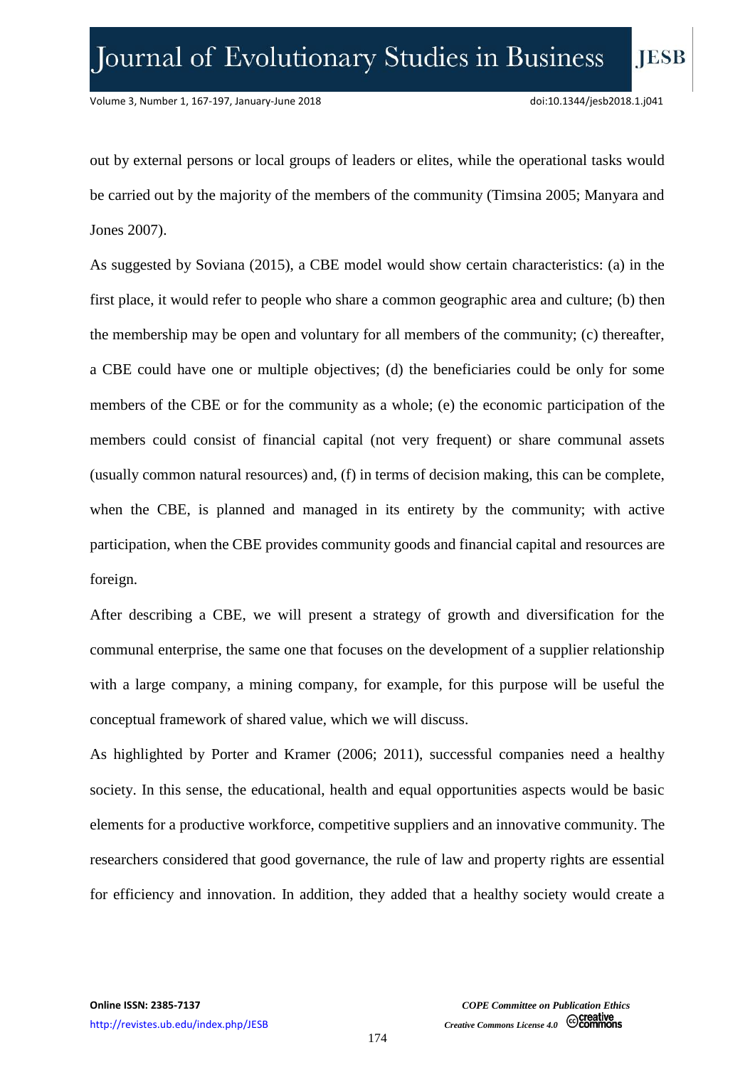out by external persons or local groups of leaders or elites, while the operational tasks would be carried out by the majority of the members of the community (Timsina 2005; Manyara and Jones 2007).

As suggested by Soviana (2015), a CBE model would show certain characteristics: (a) in the first place, it would refer to people who share a common geographic area and culture; (b) then the membership may be open and voluntary for all members of the community; (c) thereafter, a CBE could have one or multiple objectives; (d) the beneficiaries could be only for some members of the CBE or for the community as a whole; (e) the economic participation of the members could consist of financial capital (not very frequent) or share communal assets (usually common natural resources) and, (f) in terms of decision making, this can be complete, when the CBE, is planned and managed in its entirety by the community; with active participation, when the CBE provides community goods and financial capital and resources are foreign.

After describing a CBE, we will present a strategy of growth and diversification for the communal enterprise, the same one that focuses on the development of a supplier relationship with a large company, a mining company, for example, for this purpose will be useful the conceptual framework of shared value, which we will discuss.

As highlighted by Porter and Kramer (2006; 2011), successful companies need a healthy society. In this sense, the educational, health and equal opportunities aspects would be basic elements for a productive workforce, competitive suppliers and an innovative community. The researchers considered that good governance, the rule of law and property rights are essential for efficiency and innovation. In addition, they added that a healthy society would create a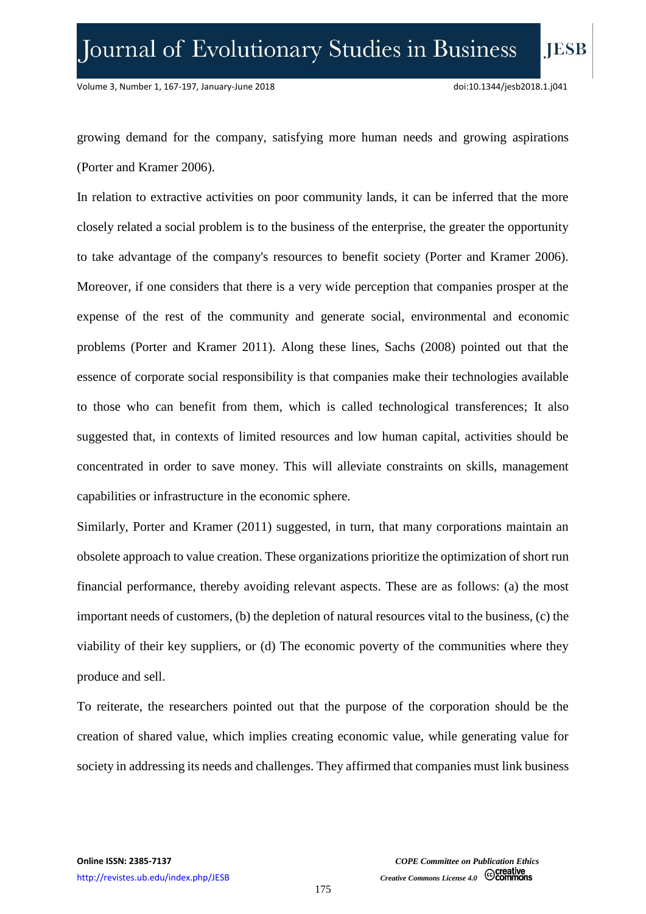growing demand for the company, satisfying more human needs and growing aspirations (Porter and Kramer 2006).

In relation to extractive activities on poor community lands, it can be inferred that the more closely related a social problem is to the business of the enterprise, the greater the opportunity to take advantage of the company's resources to benefit society (Porter and Kramer 2006). Moreover, if one considers that there is a very wide perception that companies prosper at the expense of the rest of the community and generate social, environmental and economic problems (Porter and Kramer 2011). Along these lines, Sachs (2008) pointed out that the essence of corporate social responsibility is that companies make their technologies available to those who can benefit from them, which is called technological transferences; It also suggested that, in contexts of limited resources and low human capital, activities should be concentrated in order to save money. This will alleviate constraints on skills, management capabilities or infrastructure in the economic sphere.

Similarly, Porter and Kramer (2011) suggested, in turn, that many corporations maintain an obsolete approach to value creation. These organizations prioritize the optimization of short run financial performance, thereby avoiding relevant aspects. These are as follows: (a) the most important needs of customers, (b) the depletion of natural resources vital to the business, (c) the viability of their key suppliers, or (d) The economic poverty of the communities where they produce and sell.

To reiterate, the researchers pointed out that the purpose of the corporation should be the creation of shared value, which implies creating economic value, while generating value for society in addressing its needs and challenges. They affirmed that companies must link business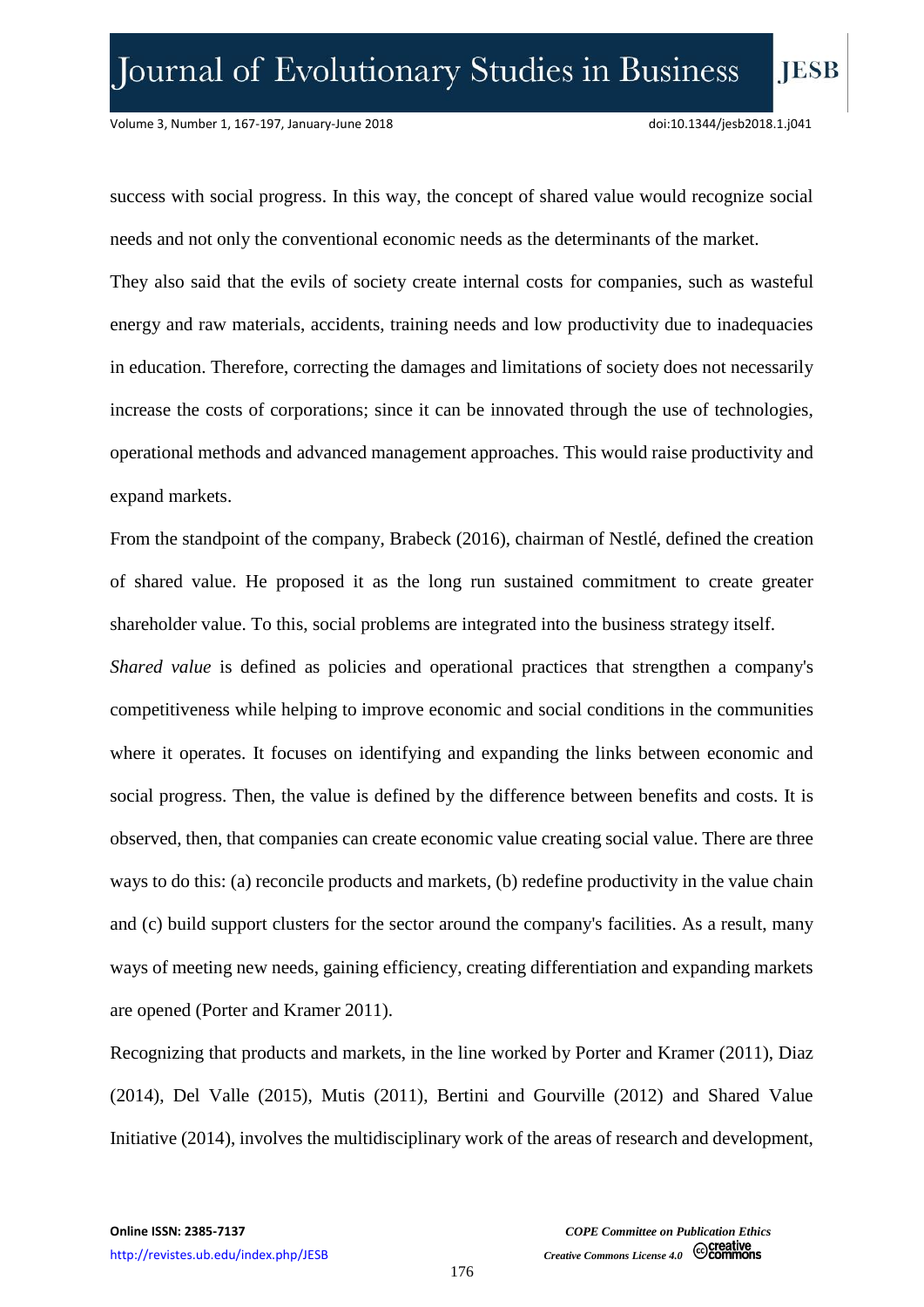success with social progress. In this way, the concept of shared value would recognize social needs and not only the conventional economic needs as the determinants of the market.

They also said that the evils of society create internal costs for companies, such as wasteful energy and raw materials, accidents, training needs and low productivity due to inadequacies in education. Therefore, correcting the damages and limitations of society does not necessarily increase the costs of corporations; since it can be innovated through the use of technologies, operational methods and advanced management approaches. This would raise productivity and expand markets.

From the standpoint of the company, Brabeck (2016), chairman of Nestlé, defined the creation of shared value. He proposed it as the long run sustained commitment to create greater shareholder value. To this, social problems are integrated into the business strategy itself.

*Shared value* is defined as policies and operational practices that strengthen a company's competitiveness while helping to improve economic and social conditions in the communities where it operates. It focuses on identifying and expanding the links between economic and social progress. Then, the value is defined by the difference between benefits and costs. It is observed, then, that companies can create economic value creating social value. There are three ways to do this: (a) reconcile products and markets, (b) redefine productivity in the value chain and (c) build support clusters for the sector around the company's facilities. As a result, many ways of meeting new needs, gaining efficiency, creating differentiation and expanding markets are opened (Porter and Kramer 2011).

Recognizing that products and markets, in the line worked by Porter and Kramer (2011), Diaz (2014), Del Valle (2015), Mutis (2011), Bertini and Gourville (2012) and Shared Value Initiative (2014), involves the multidisciplinary work of the areas of research and development,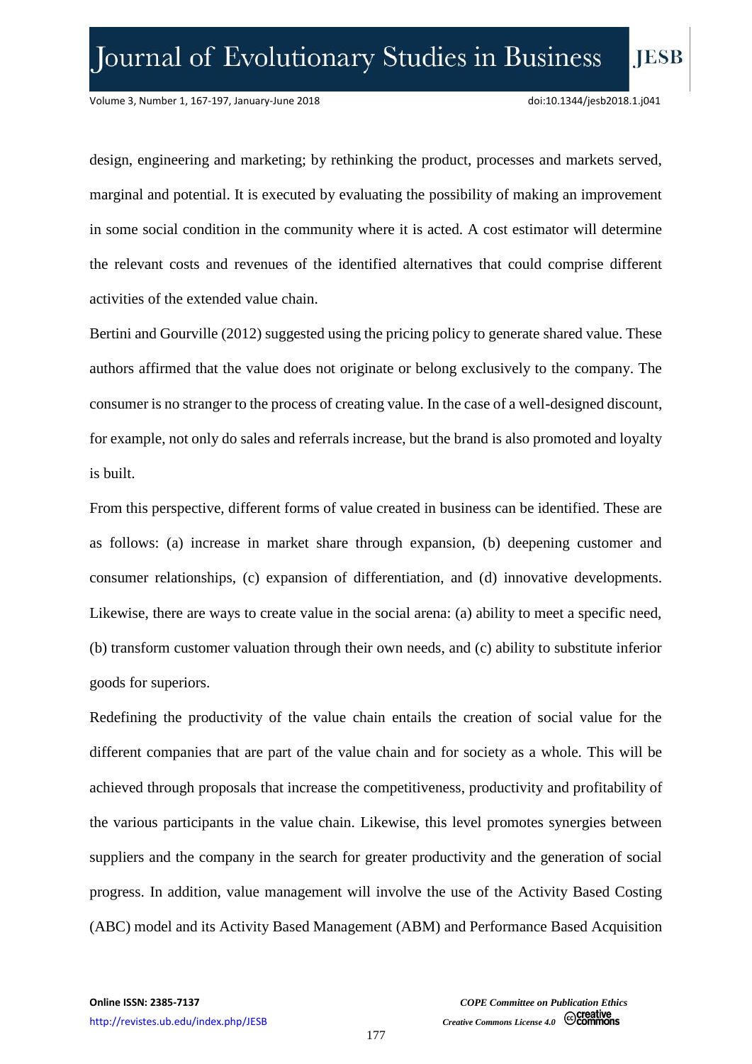design, engineering and marketing; by rethinking the product, processes and markets served, marginal and potential. It is executed by evaluating the possibility of making an improvement in some social condition in the community where it is acted. A cost estimator will determine the relevant costs and revenues of the identified alternatives that could comprise different activities of the extended value chain.

Bertini and Gourville (2012) suggested using the pricing policy to generate shared value. These authors affirmed that the value does not originate or belong exclusively to the company. The consumer is no stranger to the process of creating value. In the case of a well-designed discount, for example, not only do sales and referrals increase, but the brand is also promoted and loyalty is built.

From this perspective, different forms of value created in business can be identified. These are as follows: (a) increase in market share through expansion, (b) deepening customer and consumer relationships, (c) expansion of differentiation, and (d) innovative developments. Likewise, there are ways to create value in the social arena: (a) ability to meet a specific need, (b) transform customer valuation through their own needs, and (c) ability to substitute inferior goods for superiors.

Redefining the productivity of the value chain entails the creation of social value for the different companies that are part of the value chain and for society as a whole. This will be achieved through proposals that increase the competitiveness, productivity and profitability of the various participants in the value chain. Likewise, this level promotes synergies between suppliers and the company in the search for greater productivity and the generation of social progress. In addition, value management will involve the use of the Activity Based Costing (ABC) model and its Activity Based Management (ABM) and Performance Based Acquisition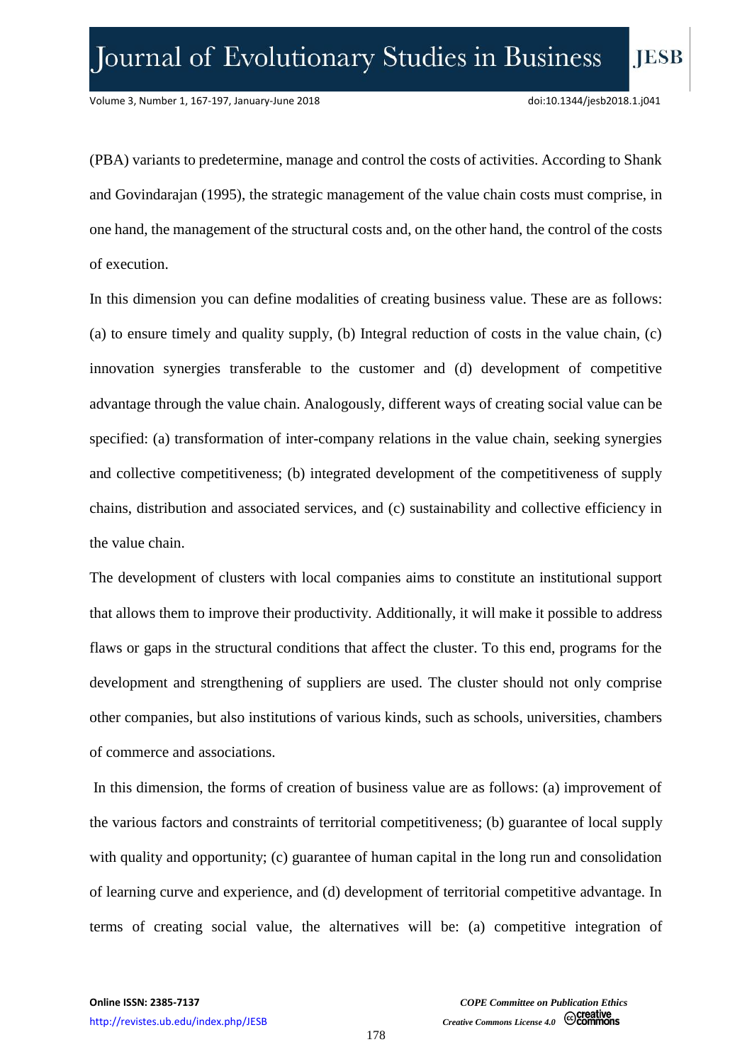(PBA) variants to predetermine, manage and control the costs of activities. According to Shank and Govindarajan (1995), the strategic management of the value chain costs must comprise, in one hand, the management of the structural costs and, on the other hand, the control of the costs of execution.

In this dimension you can define modalities of creating business value. These are as follows: (a) to ensure timely and quality supply, (b) Integral reduction of costs in the value chain, (c) innovation synergies transferable to the customer and (d) development of competitive advantage through the value chain. Analogously, different ways of creating social value can be specified: (a) transformation of inter-company relations in the value chain, seeking synergies and collective competitiveness; (b) integrated development of the competitiveness of supply chains, distribution and associated services, and (c) sustainability and collective efficiency in the value chain.

The development of clusters with local companies aims to constitute an institutional support that allows them to improve their productivity. Additionally, it will make it possible to address flaws or gaps in the structural conditions that affect the cluster. To this end, programs for the development and strengthening of suppliers are used. The cluster should not only comprise other companies, but also institutions of various kinds, such as schools, universities, chambers of commerce and associations.

In this dimension, the forms of creation of business value are as follows: (a) improvement of the various factors and constraints of territorial competitiveness; (b) guarantee of local supply with quality and opportunity; (c) guarantee of human capital in the long run and consolidation of learning curve and experience, and (d) development of territorial competitive advantage. In terms of creating social value, the alternatives will be: (a) competitive integration of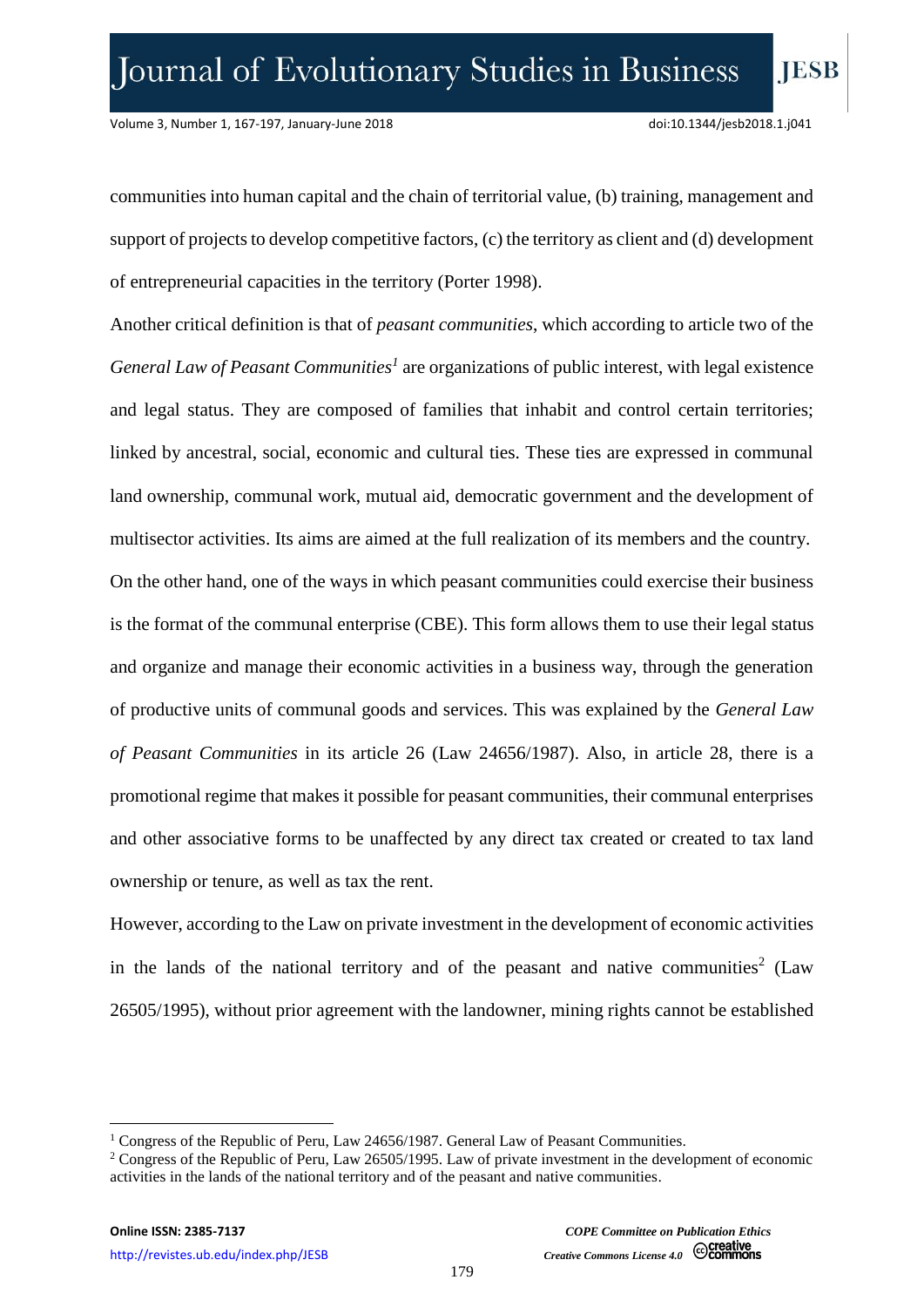communities into human capital and the chain of territorial value, (b) training, management and support of projects to develop competitive factors, (c) the territory as client and (d) development of entrepreneurial capacities in the territory (Porter 1998).

Another critical definition is that of *peasant communities*, which according to article two of the *General Law of Peasant Communities*[1] are organizations of public interest, with legal existence and legal status. They are composed of families that inhabit and control certain territories; linked by ancestral, social, economic and cultural ties. These ties are expressed in communal land ownership, communal work, mutual aid, democratic government and the development of multisector activities. Its aims are aimed at the full realization of its members and the country.

On the other hand, one of the ways in which peasant communities could exercise their business is the format of the communal enterprise (CBE). This form allows them to use their legal status and organize and manage their economic activities in a business way, through the generation of productive units of communal goods and services. This was explained by the *General Law of Peasant Communities* in its article 26 (Law 24656/1987). Also, in article 28, there is a promotional regime that makes it possible for peasant communities, their communal enterprises and other associative forms to be unaffected by any direct tax created or created to tax land ownership or tenure, as well as tax the rent.

However, according to the Law on private investment in the development of economic activities in the lands of the national territory and of the peasant and native communities[2] (Law 26505/1995), without prior agreement with the landowner, mining rights cannot be established

---

[1] Congress of the Republic of Peru, Law 24656/1987. General Law of Peasant Communities.

[2] Congress of the Republic of Peru, Law 26505/1995. Law of private investment in the development of economic activities in the lands of the national territory and of the peasant and native communities.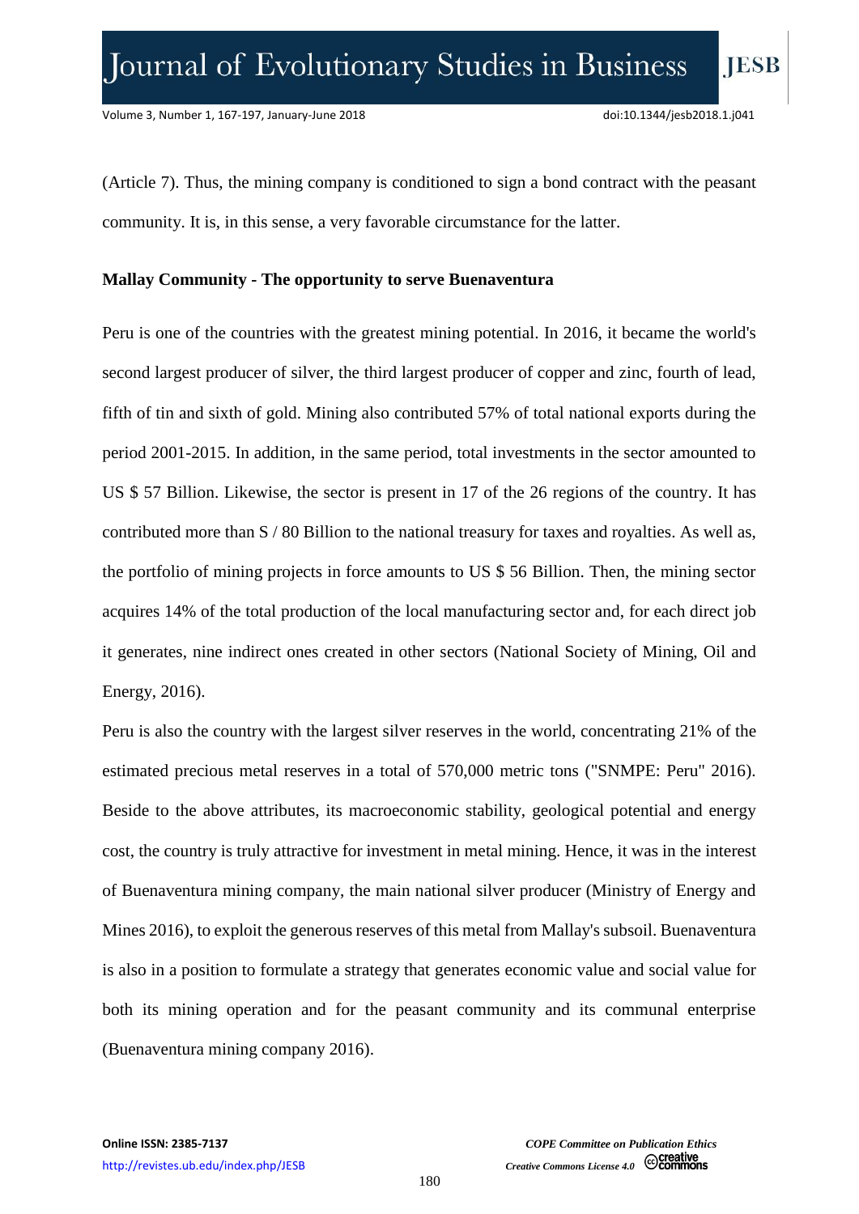(Article 7). Thus, the mining company is conditioned to sign a bond contract with the peasant community. It is, in this sense, a very favorable circumstance for the latter.

**Mallay Community - The opportunity to serve Buenaventura**

Peru is one of the countries with the greatest mining potential. In 2016, it became the world's second largest producer of silver, the third largest producer of copper and zinc, fourth of lead, fifth of tin and sixth of gold. Mining also contributed 57% of total national exports during the period 2001-2015. In addition, in the same period, total investments in the sector amounted to US $ 57 Billion. Likewise, the sector is present in 17 of the 26 regions of the country. It has contributed more than S / 80 Billion to the national treasury for taxes and royalties. As well as, the portfolio of mining projects in force amounts to US $ 56 Billion. Then, the mining sector acquires 14% of the total production of the local manufacturing sector and, for each direct job it generates, nine indirect ones created in other sectors (National Society of Mining, Oil and Energy, 2016).

Peru is also the country with the largest silver reserves in the world, concentrating 21% of the estimated precious metal reserves in a total of 570,000 metric tons ("SNMPE: Peru" 2016). Beside to the above attributes, its macroeconomic stability, geological potential and energy cost, the country is truly attractive for investment in metal mining. Hence, it was in the interest of Buenaventura mining company, the main national silver producer (Ministry of Energy and Mines 2016), to exploit the generous reserves of this metal from Mallay's subsoil. Buenaventura is also in a position to formulate a strategy that generates economic value and social value for both its mining operation and for the peasant community and its communal enterprise (Buenaventura mining company 2016).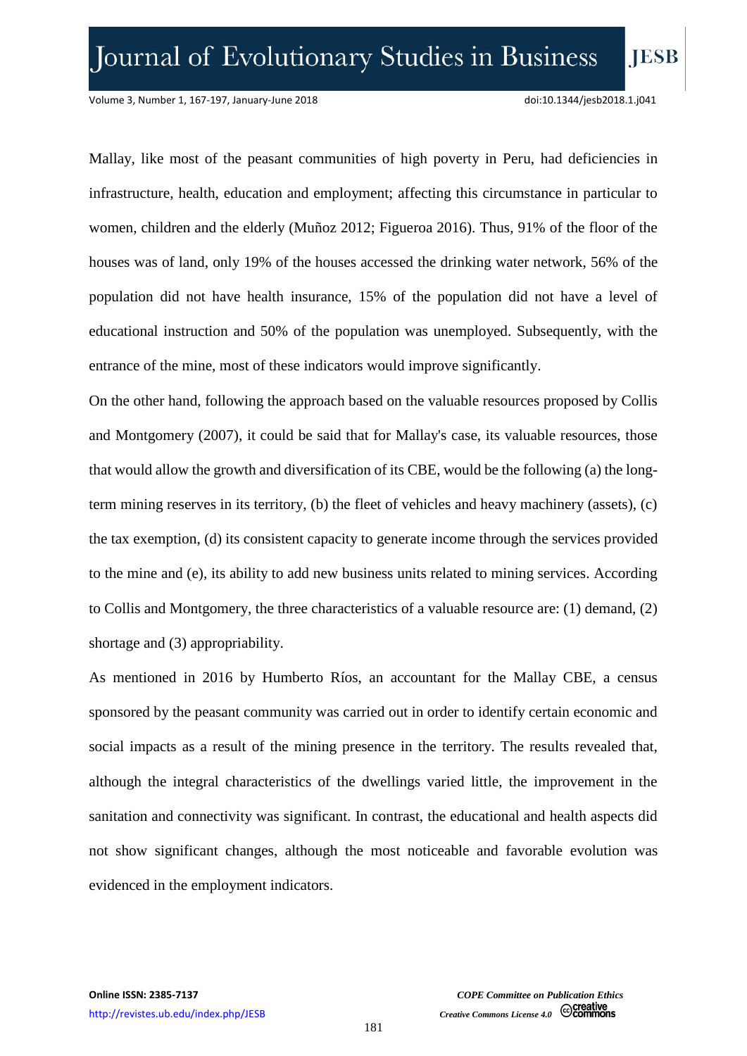Mallay, like most of the peasant communities of high poverty in Peru, had deficiencies in infrastructure, health, education and employment; affecting this circumstance in particular to women, children and the elderly (Muñoz 2012; Figueroa 2016). Thus, 91% of the floor of the houses was of land, only 19% of the houses accessed the drinking water network, 56% of the population did not have health insurance, 15% of the population did not have a level of educational instruction and 50% of the population was unemployed. Subsequently, with the entrance of the mine, most of these indicators would improve significantly.

On the other hand, following the approach based on the valuable resources proposed by Collis and Montgomery (2007), it could be said that for Mallay's case, its valuable resources, those that would allow the growth and diversification of its CBE, would be the following (a) the long-term mining reserves in its territory, (b) the fleet of vehicles and heavy machinery (assets), (c) the tax exemption, (d) its consistent capacity to generate income through the services provided to the mine and (e), its ability to add new business units related to mining services. According to Collis and Montgomery, the three characteristics of a valuable resource are: (1) demand, (2) shortage and (3) appropriability.

As mentioned in 2016 by Humberto Ríos, an accountant for the Mallay CBE, a census sponsored by the peasant community was carried out in order to identify certain economic and social impacts as a result of the mining presence in the territory. The results revealed that, although the integral characteristics of the dwellings varied little, the improvement in the sanitation and connectivity was significant. In contrast, the educational and health aspects did not show significant changes, although the most noticeable and favorable evolution was evidenced in the employment indicators.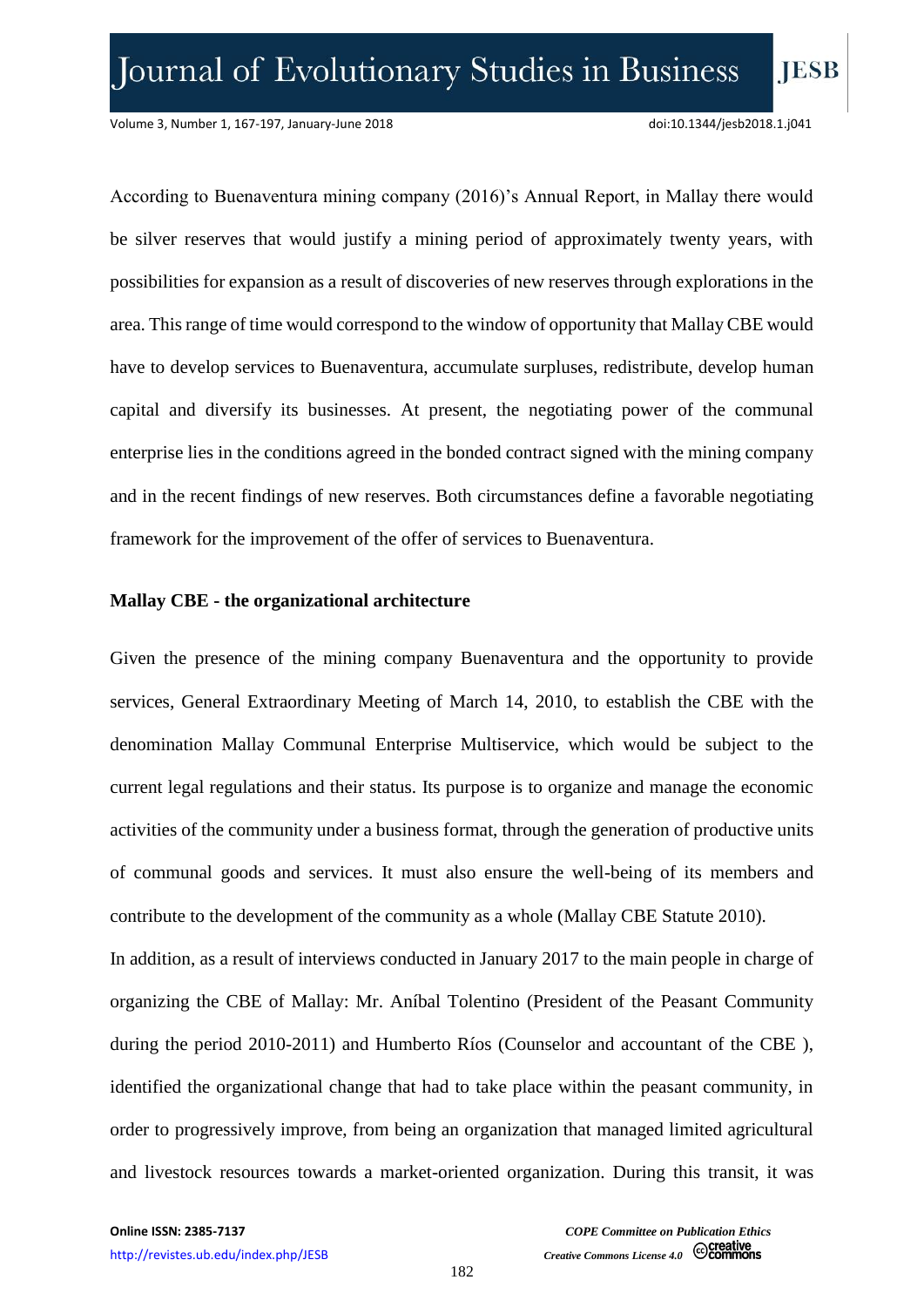According to Buenaventura mining company (2016)'s Annual Report, in Mallay there would be silver reserves that would justify a mining period of approximately twenty years, with possibilities for expansion as a result of discoveries of new reserves through explorations in the area. This range of time would correspond to the window of opportunity that Mallay CBE would have to develop services to Buenaventura, accumulate surpluses, redistribute, develop human capital and diversify its businesses. At present, the negotiating power of the communal enterprise lies in the conditions agreed in the bonded contract signed with the mining company and in the recent findings of new reserves. Both circumstances define a favorable negotiating framework for the improvement of the offer of services to Buenaventura.

**Mallay CBE - the organizational architecture**

Given the presence of the mining company Buenaventura and the opportunity to provide services, General Extraordinary Meeting of March 14, 2010, to establish the CBE with the denomination Mallay Communal Enterprise Multiservice, which would be subject to the current legal regulations and their status. Its purpose is to organize and manage the economic activities of the community under a business format, through the generation of productive units of communal goods and services. It must also ensure the well-being of its members and contribute to the development of the community as a whole (Mallay CBE Statute 2010).

In addition, as a result of interviews conducted in January 2017 to the main people in charge of organizing the CBE of Mallay: Mr. Aníbal Tolentino (President of the Peasant Community during the period 2010-2011) and Humberto Ríos (Counselor and accountant of the CBE ), identified the organizational change that had to take place within the peasant community, in order to progressively improve, from being an organization that managed limited agricultural and livestock resources towards a market-oriented organization. During this transit, it was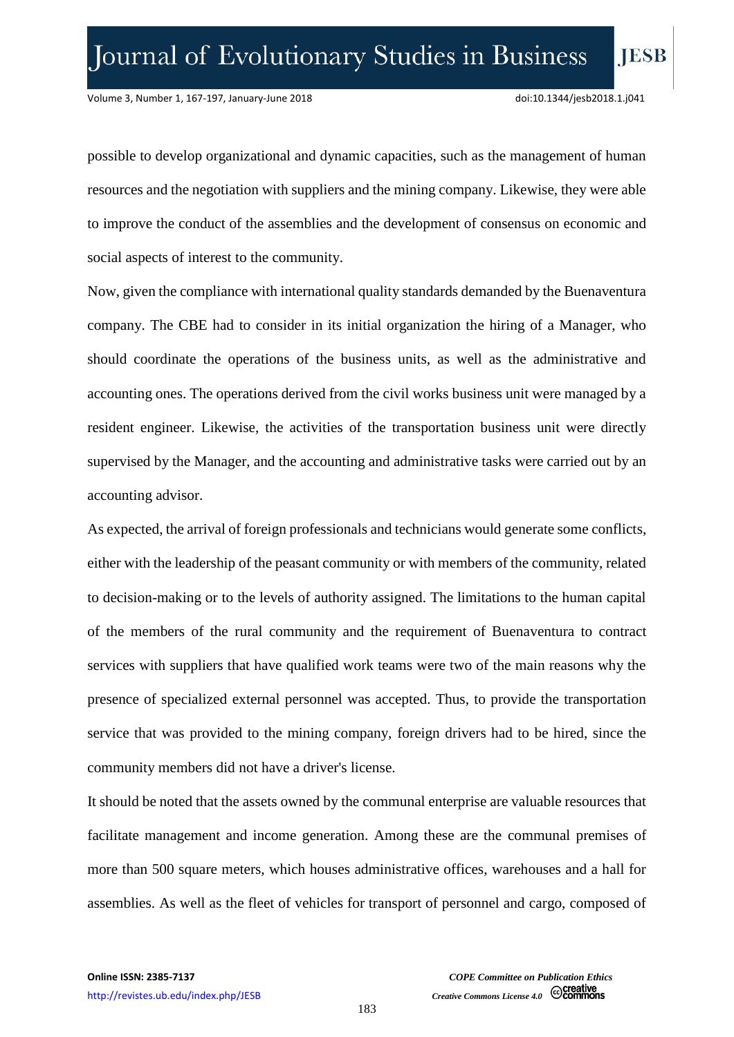possible to develop organizational and dynamic capacities, such as the management of human resources and the negotiation with suppliers and the mining company. Likewise, they were able to improve the conduct of the assemblies and the development of consensus on economic and social aspects of interest to the community.

Now, given the compliance with international quality standards demanded by the Buenaventura company. The CBE had to consider in its initial organization the hiring of a Manager, who should coordinate the operations of the business units, as well as the administrative and accounting ones. The operations derived from the civil works business unit were managed by a resident engineer. Likewise, the activities of the transportation business unit were directly supervised by the Manager, and the accounting and administrative tasks were carried out by an accounting advisor.

As expected, the arrival of foreign professionals and technicians would generate some conflicts, either with the leadership of the peasant community or with members of the community, related to decision-making or to the levels of authority assigned. The limitations to the human capital of the members of the rural community and the requirement of Buenaventura to contract services with suppliers that have qualified work teams were two of the main reasons why the presence of specialized external personnel was accepted. Thus, to provide the transportation service that was provided to the mining company, foreign drivers had to be hired, since the community members did not have a driver's license.

It should be noted that the assets owned by the communal enterprise are valuable resources that facilitate management and income generation. Among these are the communal premises of more than 500 square meters, which houses administrative offices, warehouses and a hall for assemblies. As well as the fleet of vehicles for transport of personnel and cargo, composed of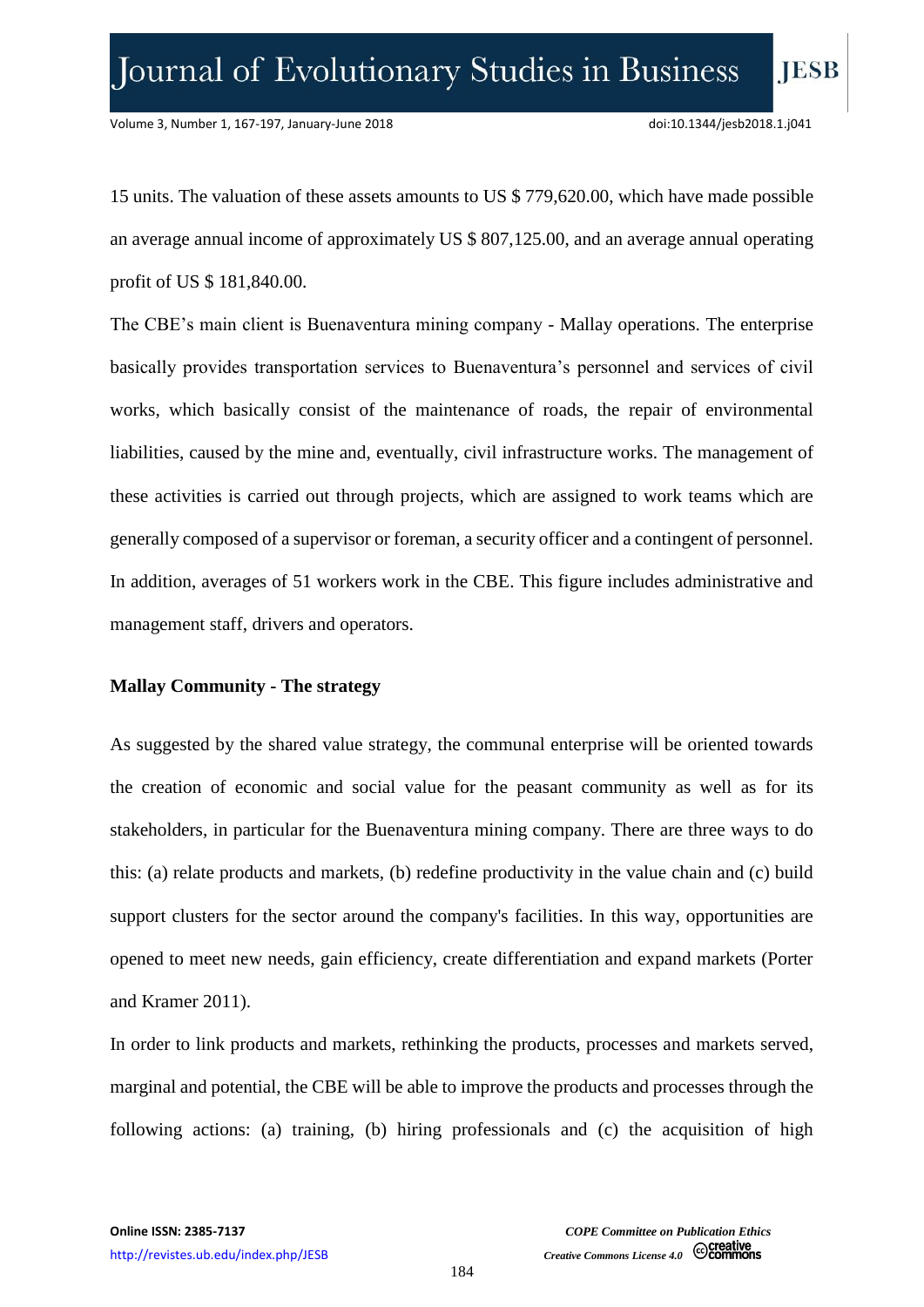15 units. The valuation of these assets amounts to US $ 779,620.00, which have made possible an average annual income of approximately US $ 807,125.00, and an average annual operating profit of US $ 181,840.00.

The CBE's main client is Buenaventura mining company - Mallay operations. The enterprise basically provides transportation services to Buenaventura's personnel and services of civil works, which basically consist of the maintenance of roads, the repair of environmental liabilities, caused by the mine and, eventually, civil infrastructure works. The management of these activities is carried out through projects, which are assigned to work teams which are generally composed of a supervisor or foreman, a security officer and a contingent of personnel. In addition, averages of 51 workers work in the CBE. This figure includes administrative and management staff, drivers and operators.

**Mallay Community - The strategy**

As suggested by the shared value strategy, the communal enterprise will be oriented towards the creation of economic and social value for the peasant community as well as for its stakeholders, in particular for the Buenaventura mining company. There are three ways to do this: (a) relate products and markets, (b) redefine productivity in the value chain and (c) build support clusters for the sector around the company's facilities. In this way, opportunities are opened to meet new needs, gain efficiency, create differentiation and expand markets (Porter and Kramer 2011).

In order to link products and markets, rethinking the products, processes and markets served, marginal and potential, the CBE will be able to improve the products and processes through the following actions: (a) training, (b) hiring professionals and (c) the acquisition of high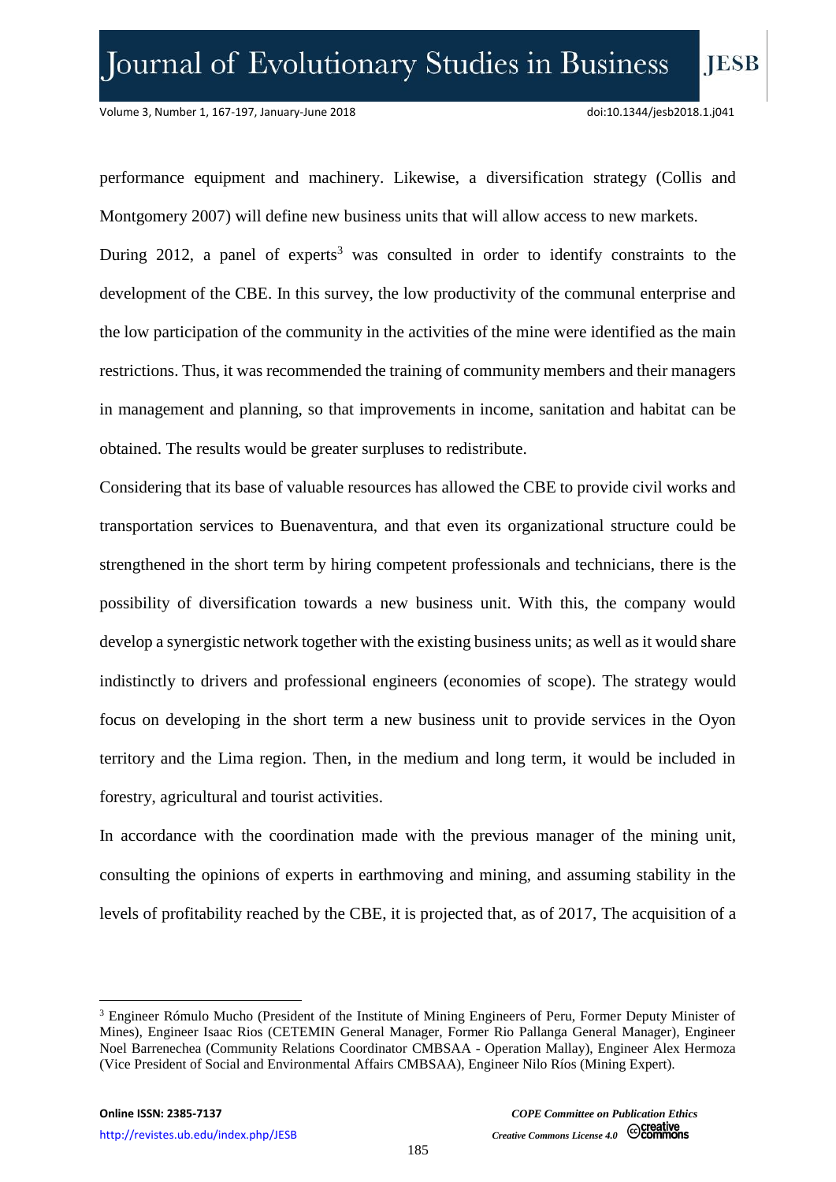performance equipment and machinery. Likewise, a diversification strategy (Collis and Montgomery 2007) will define new business units that will allow access to new markets.

During 2012, a panel of experts[3] was consulted in order to identify constraints to the development of the CBE. In this survey, the low productivity of the communal enterprise and the low participation of the community in the activities of the mine were identified as the main restrictions. Thus, it was recommended the training of community members and their managers in management and planning, so that improvements in income, sanitation and habitat can be obtained. The results would be greater surpluses to redistribute.

Considering that its base of valuable resources has allowed the CBE to provide civil works and transportation services to Buenaventura, and that even its organizational structure could be strengthened in the short term by hiring competent professionals and technicians, there is the possibility of diversification towards a new business unit. With this, the company would develop a synergistic network together with the existing business units; as well as it would share indistinctly to drivers and professional engineers (economies of scope). The strategy would focus on developing in the short term a new business unit to provide services in the Oyon territory and the Lima region. Then, in the medium and long term, it would be included in forestry, agricultural and tourist activities.

In accordance with the coordination made with the previous manager of the mining unit, consulting the opinions of experts in earthmoving and mining, and assuming stability in the levels of profitability reached by the CBE, it is projected that, as of 2017, The acquisition of a

---

[3] Engineer Rómulo Mucho (President of the Institute of Mining Engineers of Peru, Former Deputy Minister of Mines), Engineer Isaac Rios (CETEMIN General Manager, Former Rio Pallanga General Manager), Engineer Noel Barrenechea (Community Relations Coordinator CMBSAA - Operation Mallay), Engineer Alex Hermoza (Vice President of Social and Environmental Affairs CMBSAA), Engineer Nilo Ríos (Mining Expert).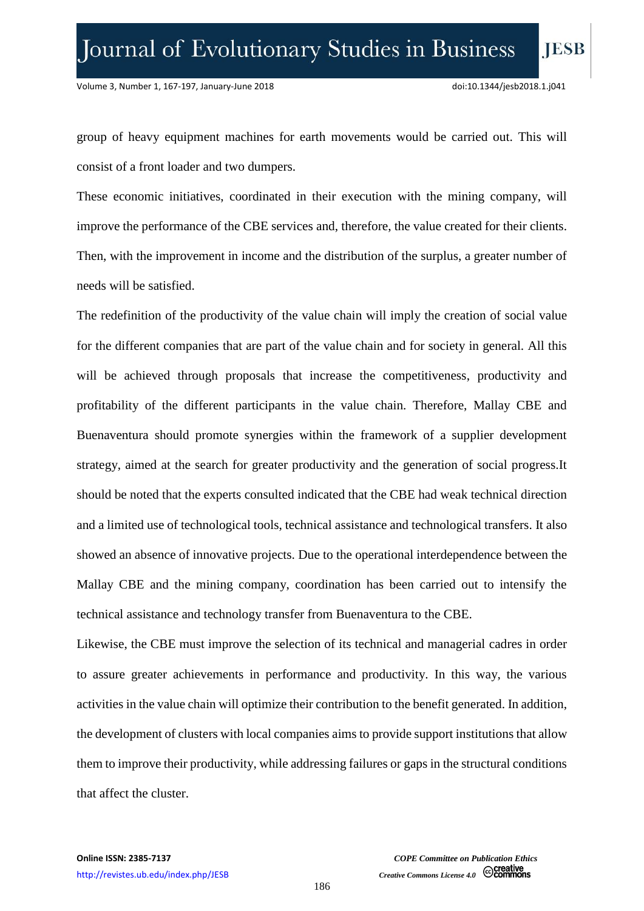group of heavy equipment machines for earth movements would be carried out. This will consist of a front loader and two dumpers.

These economic initiatives, coordinated in their execution with the mining company, will improve the performance of the CBE services and, therefore, the value created for their clients. Then, with the improvement in income and the distribution of the surplus, a greater number of needs will be satisfied.

The redefinition of the productivity of the value chain will imply the creation of social value for the different companies that are part of the value chain and for society in general. All this will be achieved through proposals that increase the competitiveness, productivity and profitability of the different participants in the value chain. Therefore, Mallay CBE and Buenaventura should promote synergies within the framework of a supplier development strategy, aimed at the search for greater productivity and the generation of social progress.It should be noted that the experts consulted indicated that the CBE had weak technical direction and a limited use of technological tools, technical assistance and technological transfers. It also showed an absence of innovative projects. Due to the operational interdependence between the Mallay CBE and the mining company, coordination has been carried out to intensify the technical assistance and technology transfer from Buenaventura to the CBE.

Likewise, the CBE must improve the selection of its technical and managerial cadres in order to assure greater achievements in performance and productivity. In this way, the various activities in the value chain will optimize their contribution to the benefit generated. In addition, the development of clusters with local companies aims to provide support institutions that allow them to improve their productivity, while addressing failures or gaps in the structural conditions that affect the cluster.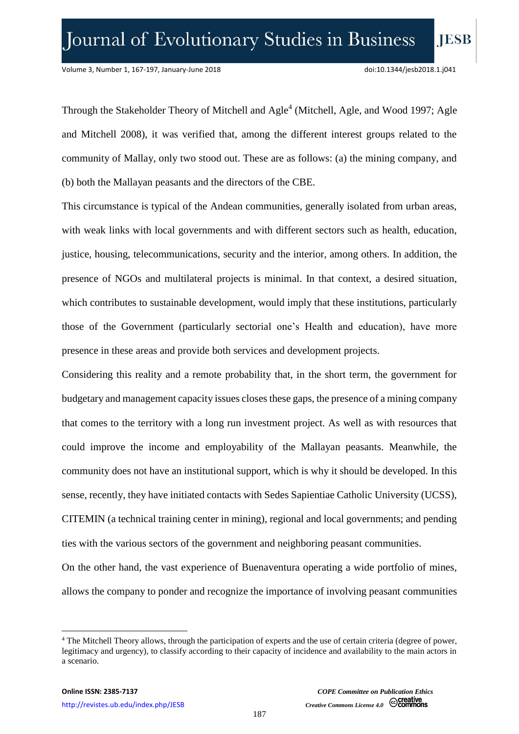Through the Stakeholder Theory of Mitchell and Agle[4] (Mitchell, Agle, and Wood 1997; Agle and Mitchell 2008), it was verified that, among the different interest groups related to the community of Mallay, only two stood out. These are as follows: (a) the mining company, and (b) both the Mallayan peasants and the directors of the CBE.

This circumstance is typical of the Andean communities, generally isolated from urban areas, with weak links with local governments and with different sectors such as health, education, justice, housing, telecommunications, security and the interior, among others. In addition, the presence of NGOs and multilateral projects is minimal. In that context, a desired situation, which contributes to sustainable development, would imply that these institutions, particularly those of the Government (particularly sectorial one's Health and education), have more presence in these areas and provide both services and development projects.

Considering this reality and a remote probability that, in the short term, the government for budgetary and management capacity issues closes these gaps, the presence of a mining company that comes to the territory with a long run investment project. As well as with resources that could improve the income and employability of the Mallayan peasants. Meanwhile, the community does not have an institutional support, which is why it should be developed. In this sense, recently, they have initiated contacts with Sedes Sapientiae Catholic University (UCSS), CITEMIN (a technical training center in mining), regional and local governments; and pending ties with the various sectors of the government and neighboring peasant communities.

On the other hand, the vast experience of Buenaventura operating a wide portfolio of mines, allows the company to ponder and recognize the importance of involving peasant communities

---

[4] The Mitchell Theory allows, through the participation of experts and the use of certain criteria (degree of power, legitimacy and urgency), to classify according to their capacity of incidence and availability to the main actors in a scenario.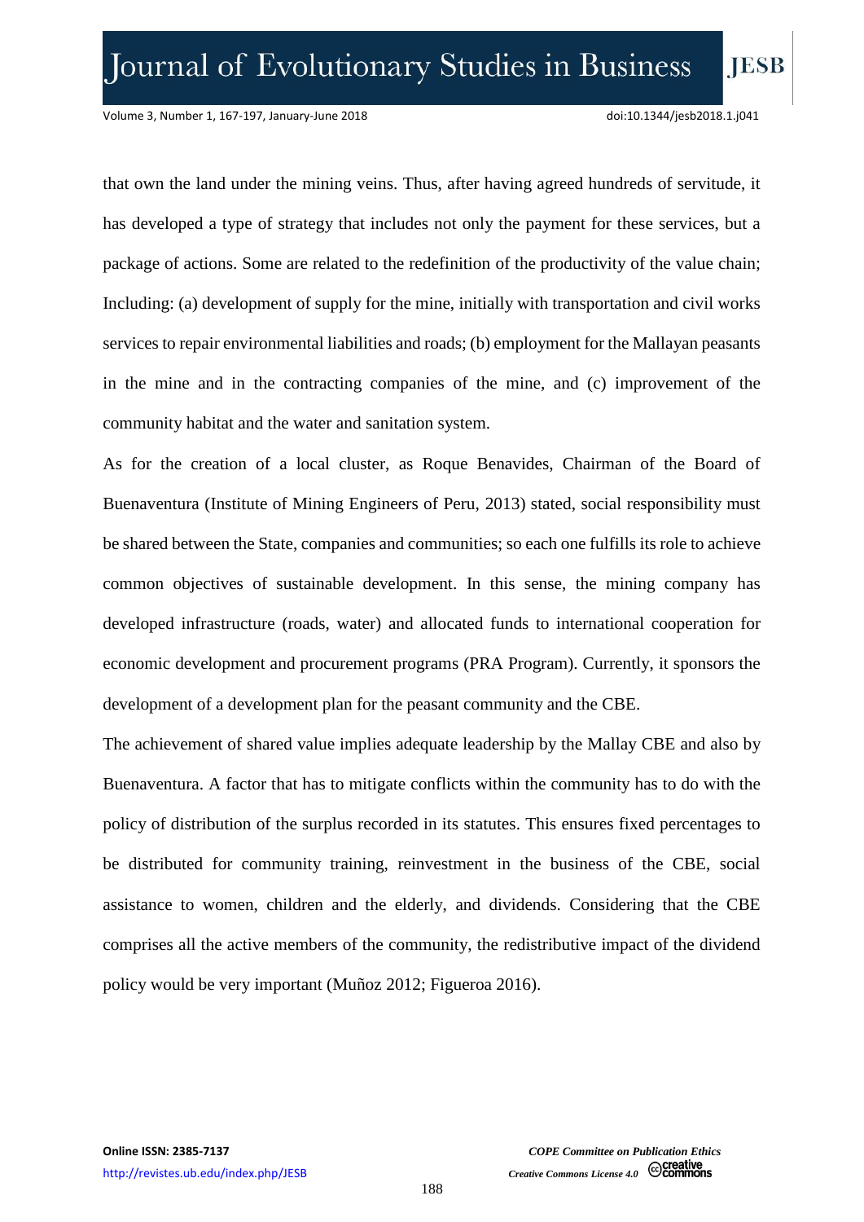that own the land under the mining veins. Thus, after having agreed hundreds of servitude, it has developed a type of strategy that includes not only the payment for these services, but a package of actions. Some are related to the redefinition of the productivity of the value chain; Including: (a) development of supply for the mine, initially with transportation and civil works services to repair environmental liabilities and roads; (b) employment for the Mallayan peasants in the mine and in the contracting companies of the mine, and (c) improvement of the community habitat and the water and sanitation system.

As for the creation of a local cluster, as Roque Benavides, Chairman of the Board of Buenaventura (Institute of Mining Engineers of Peru, 2013) stated, social responsibility must be shared between the State, companies and communities; so each one fulfills its role to achieve common objectives of sustainable development. In this sense, the mining company has developed infrastructure (roads, water) and allocated funds to international cooperation for economic development and procurement programs (PRA Program). Currently, it sponsors the development of a development plan for the peasant community and the CBE.

The achievement of shared value implies adequate leadership by the Mallay CBE and also by Buenaventura. A factor that has to mitigate conflicts within the community has to do with the policy of distribution of the surplus recorded in its statutes. This ensures fixed percentages to be distributed for community training, reinvestment in the business of the CBE, social assistance to women, children and the elderly, and dividends. Considering that the CBE comprises all the active members of the community, the redistributive impact of the dividend policy would be very important (Muñoz 2012; Figueroa 2016).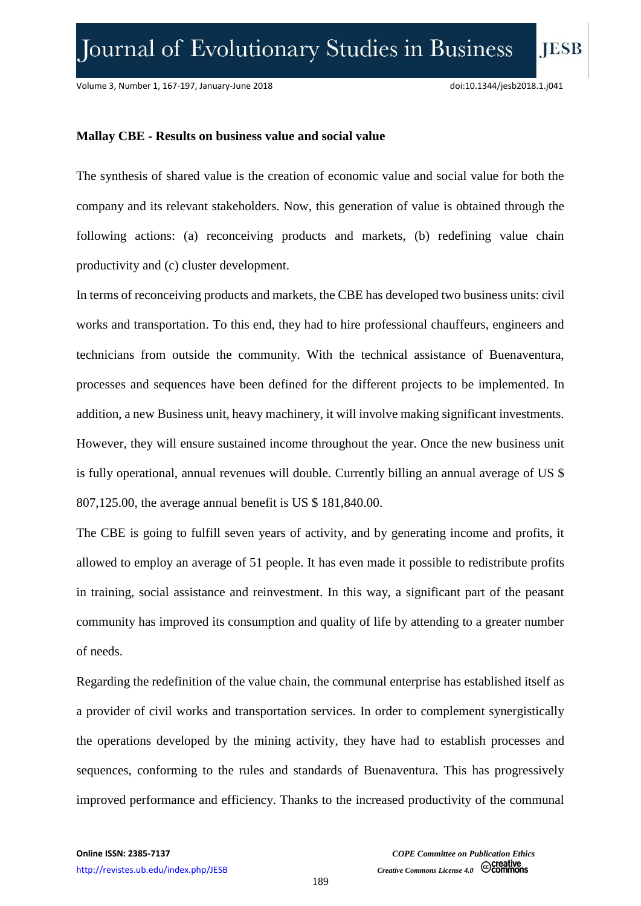**Mallay CBE - Results on business value and social value**

The synthesis of shared value is the creation of economic value and social value for both the company and its relevant stakeholders. Now, this generation of value is obtained through the following actions: (a) reconceiving products and markets, (b) redefining value chain productivity and (c) cluster development.

In terms of reconceiving products and markets, the CBE has developed two business units: civil works and transportation. To this end, they had to hire professional chauffeurs, engineers and technicians from outside the community. With the technical assistance of Buenaventura, processes and sequences have been defined for the different projects to be implemented. In addition, a new Business unit, heavy machinery, it will involve making significant investments. However, they will ensure sustained income throughout the year. Once the new business unit is fully operational, annual revenues will double. Currently billing an annual average of US $ 807,125.00, the average annual benefit is US $ 181,840.00.

The CBE is going to fulfill seven years of activity, and by generating income and profits, it allowed to employ an average of 51 people. It has even made it possible to redistribute profits in training, social assistance and reinvestment. In this way, a significant part of the peasant community has improved its consumption and quality of life by attending to a greater number of needs.

Regarding the redefinition of the value chain, the communal enterprise has established itself as a provider of civil works and transportation services. In order to complement synergistically the operations developed by the mining activity, they have had to establish processes and sequences, conforming to the rules and standards of Buenaventura. This has progressively improved performance and efficiency. Thanks to the increased productivity of the communal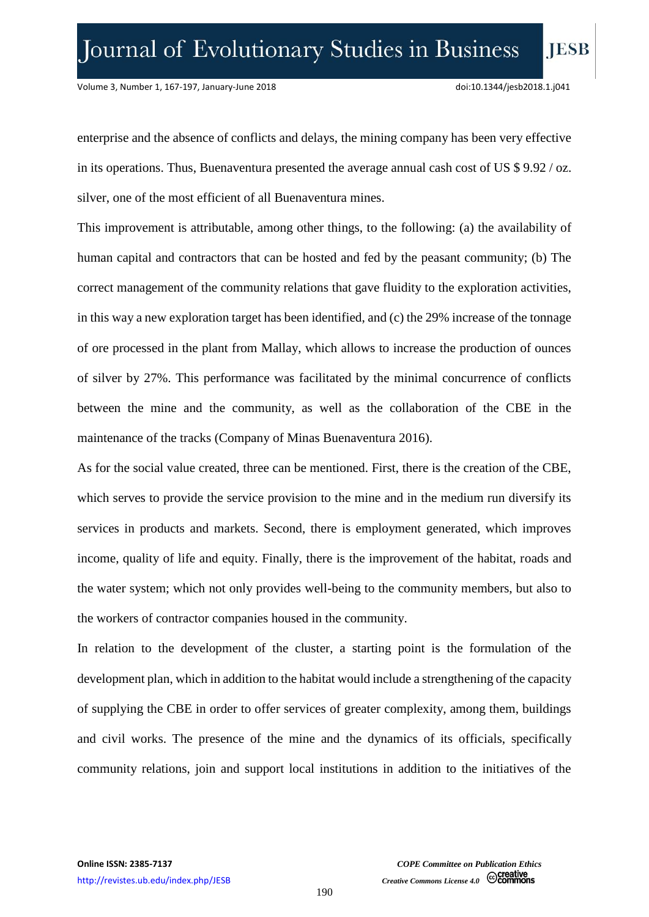enterprise and the absence of conflicts and delays, the mining company has been very effective in its operations. Thus, Buenaventura presented the average annual cash cost of US $ 9.92 / oz. silver, one of the most efficient of all Buenaventura mines.

This improvement is attributable, among other things, to the following: (a) the availability of human capital and contractors that can be hosted and fed by the peasant community; (b) The correct management of the community relations that gave fluidity to the exploration activities, in this way a new exploration target has been identified, and (c) the 29% increase of the tonnage of ore processed in the plant from Mallay, which allows to increase the production of ounces of silver by 27%. This performance was facilitated by the minimal concurrence of conflicts between the mine and the community, as well as the collaboration of the CBE in the maintenance of the tracks (Company of Minas Buenaventura 2016).

As for the social value created, three can be mentioned. First, there is the creation of the CBE, which serves to provide the service provision to the mine and in the medium run diversify its services in products and markets. Second, there is employment generated, which improves income, quality of life and equity. Finally, there is the improvement of the habitat, roads and the water system; which not only provides well-being to the community members, but also to the workers of contractor companies housed in the community.

In relation to the development of the cluster, a starting point is the formulation of the development plan, which in addition to the habitat would include a strengthening of the capacity of supplying the CBE in order to offer services of greater complexity, among them, buildings and civil works. The presence of the mine and the dynamics of its officials, specifically community relations, join and support local institutions in addition to the initiatives of the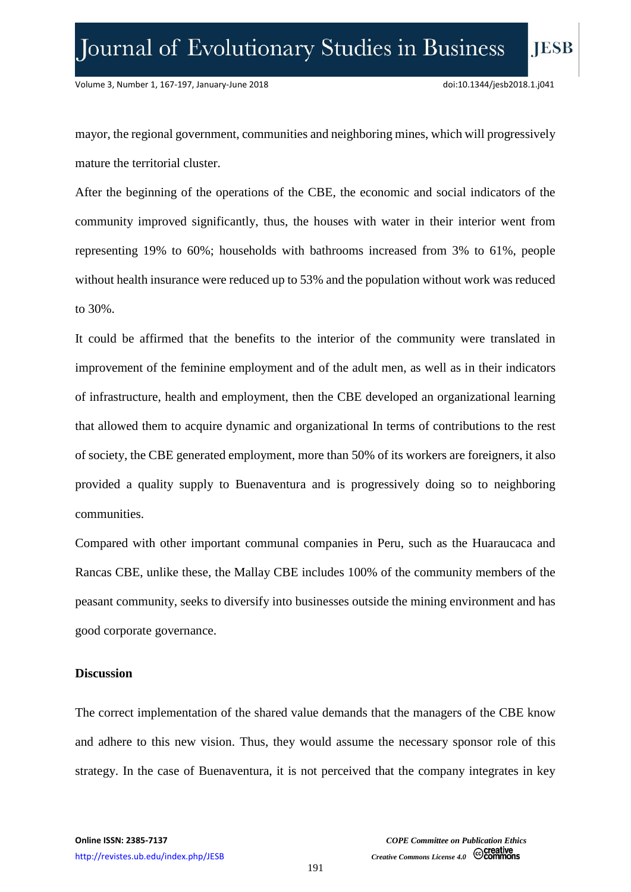mayor, the regional government, communities and neighboring mines, which will progressively mature the territorial cluster.

After the beginning of the operations of the CBE, the economic and social indicators of the community improved significantly, thus, the houses with water in their interior went from representing 19% to 60%; households with bathrooms increased from 3% to 61%, people without health insurance were reduced up to 53% and the population without work was reduced to 30%.

It could be affirmed that the benefits to the interior of the community were translated in improvement of the feminine employment and of the adult men, as well as in their indicators of infrastructure, health and employment, then the CBE developed an organizational learning that allowed them to acquire dynamic and organizational In terms of contributions to the rest of society, the CBE generated employment, more than 50% of its workers are foreigners, it also provided a quality supply to Buenaventura and is progressively doing so to neighboring communities.

Compared with other important communal companies in Peru, such as the Huaraucaca and Rancas CBE, unlike these, the Mallay CBE includes 100% of the community members of the peasant community, seeks to diversify into businesses outside the mining environment and has good corporate governance.

## Discussion

The correct implementation of the shared value demands that the managers of the CBE know and adhere to this new vision. Thus, they would assume the necessary sponsor role of this strategy. In the case of Buenaventura, it is not perceived that the company integrates in key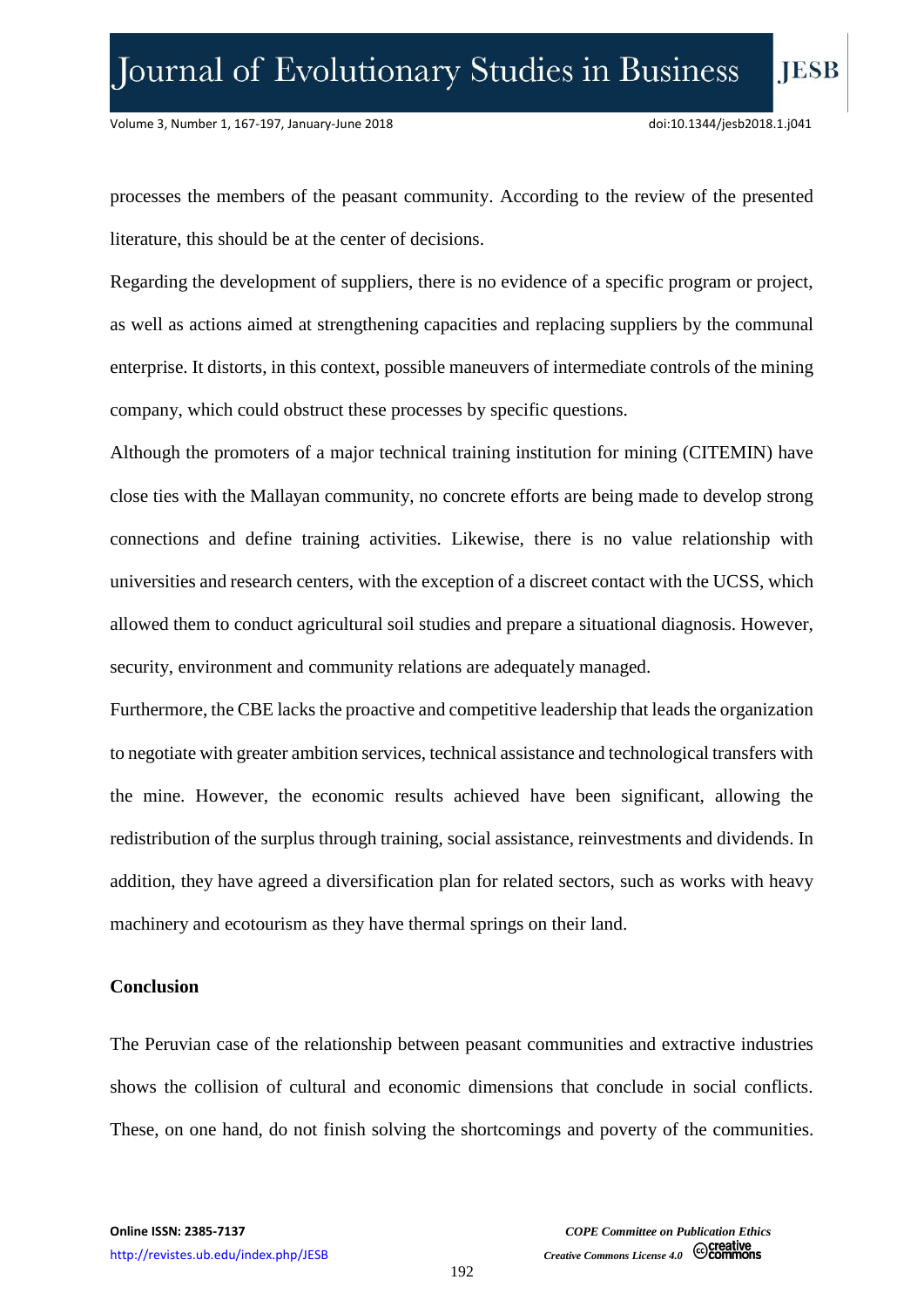processes the members of the peasant community. According to the review of the presented literature, this should be at the center of decisions.

Regarding the development of suppliers, there is no evidence of a specific program or project, as well as actions aimed at strengthening capacities and replacing suppliers by the communal enterprise. It distorts, in this context, possible maneuvers of intermediate controls of the mining company, which could obstruct these processes by specific questions.

Although the promoters of a major technical training institution for mining (CITEMIN) have close ties with the Mallayan community, no concrete efforts are being made to develop strong connections and define training activities. Likewise, there is no value relationship with universities and research centers, with the exception of a discreet contact with the UCSS, which allowed them to conduct agricultural soil studies and prepare a situational diagnosis. However, security, environment and community relations are adequately managed.

Furthermore, the CBE lacks the proactive and competitive leadership that leads the organization to negotiate with greater ambition services, technical assistance and technological transfers with the mine. However, the economic results achieved have been significant, allowing the redistribution of the surplus through training, social assistance, reinvestments and dividends. In addition, they have agreed a diversification plan for related sectors, such as works with heavy machinery and ecotourism as they have thermal springs on their land.

## Conclusion

The Peruvian case of the relationship between peasant communities and extractive industries shows the collision of cultural and economic dimensions that conclude in social conflicts. These, on one hand, do not finish solving the shortcomings and poverty of the communities.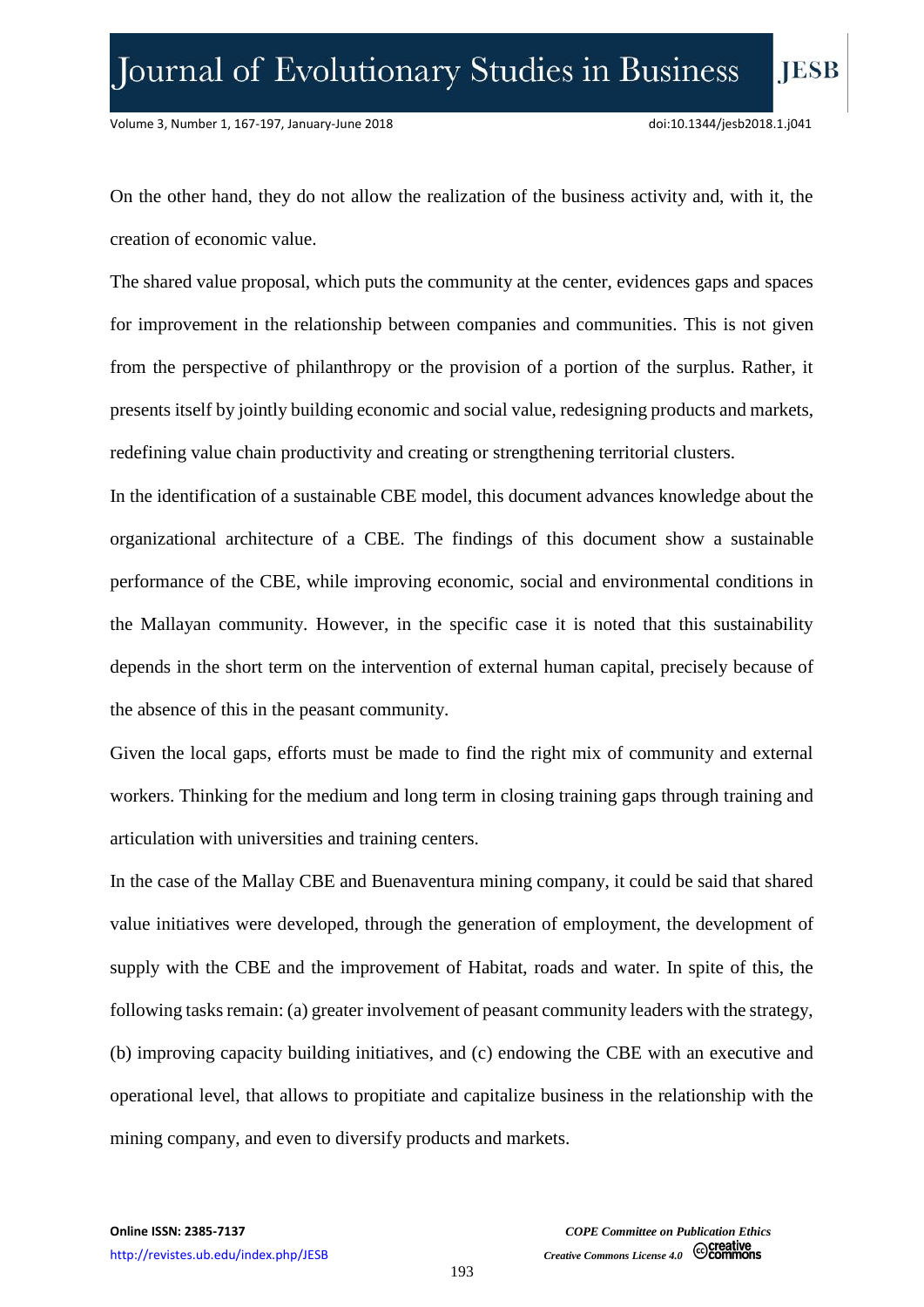On the other hand, they do not allow the realization of the business activity and, with it, the creation of economic value.

The shared value proposal, which puts the community at the center, evidences gaps and spaces for improvement in the relationship between companies and communities. This is not given from the perspective of philanthropy or the provision of a portion of the surplus. Rather, it presents itself by jointly building economic and social value, redesigning products and markets, redefining value chain productivity and creating or strengthening territorial clusters.

In the identification of a sustainable CBE model, this document advances knowledge about the organizational architecture of a CBE. The findings of this document show a sustainable performance of the CBE, while improving economic, social and environmental conditions in the Mallayan community. However, in the specific case it is noted that this sustainability depends in the short term on the intervention of external human capital, precisely because of the absence of this in the peasant community.

Given the local gaps, efforts must be made to find the right mix of community and external workers. Thinking for the medium and long term in closing training gaps through training and articulation with universities and training centers.

In the case of the Mallay CBE and Buenaventura mining company, it could be said that shared value initiatives were developed, through the generation of employment, the development of supply with the CBE and the improvement of Habitat, roads and water. In spite of this, the following tasks remain: (a) greater involvement of peasant community leaders with the strategy, (b) improving capacity building initiatives, and (c) endowing the CBE with an executive and operational level, that allows to propitiate and capitalize business in the relationship with the mining company, and even to diversify products and markets.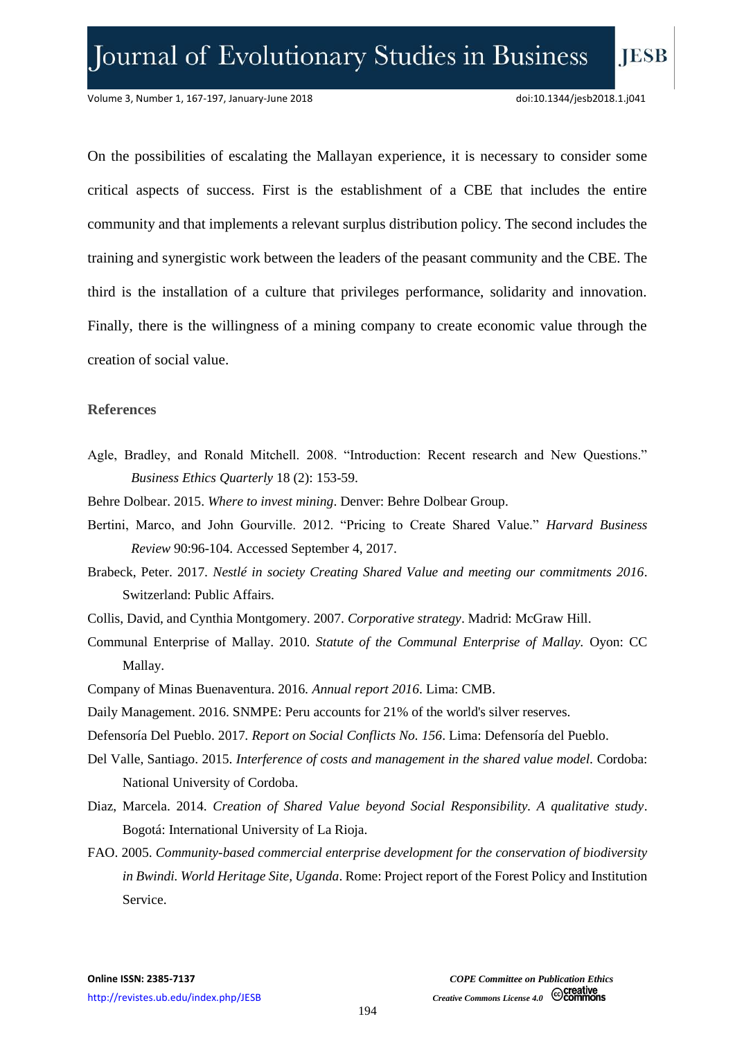On the possibilities of escalating the Mallayan experience, it is necessary to consider some critical aspects of success. First is the establishment of a CBE that includes the entire community and that implements a relevant surplus distribution policy. The second includes the training and synergistic work between the leaders of the peasant community and the CBE. The third is the installation of a culture that privileges performance, solidarity and innovation. Finally, there is the willingness of a mining company to create economic value through the creation of social value.

### References

Agle, Bradley, and Ronald Mitchell. 2008. "Introduction: Recent research and New Questions." *Business Ethics Quarterly* 18 (2): 153-59.

Behre Dolbear. 2015. *Where to invest mining*. Denver: Behre Dolbear Group.

Bertini, Marco, and John Gourville. 2012. "Pricing to Create Shared Value." *Harvard Business Review* 90:96-104. Accessed September 4, 2017.

Brabeck, Peter. 2017. *Nestlé in society Creating Shared Value and meeting our commitments 2016*. Switzerland: Public Affairs.

Collis, David, and Cynthia Montgomery. 2007. *Corporative strategy*. Madrid: McGraw Hill.

Communal Enterprise of Mallay. 2010. *Statute of the Communal Enterprise of Mallay*. Oyon: CC Mallay.

Company of Minas Buenaventura. 2016. *Annual report 2016*. Lima: CMB.

Daily Management. 2016. SNMPE: Peru accounts for 21% of the world's silver reserves.

Defensoría Del Pueblo. 2017. *Report on Social Conflicts No. 156*. Lima: Defensoría del Pueblo.

Del Valle, Santiago. 2015. *Interference of costs and management in the shared value model*. Cordoba: National University of Cordoba.

Diaz, Marcela. 2014. *Creation of Shared Value beyond Social Responsibility. A qualitative study*. Bogotá: International University of La Rioja.

FAO. 2005. *Community-based commercial enterprise development for the conservation of biodiversity in Bwindi. World Heritage Site, Uganda*. Rome: Project report of the Forest Policy and Institution Service.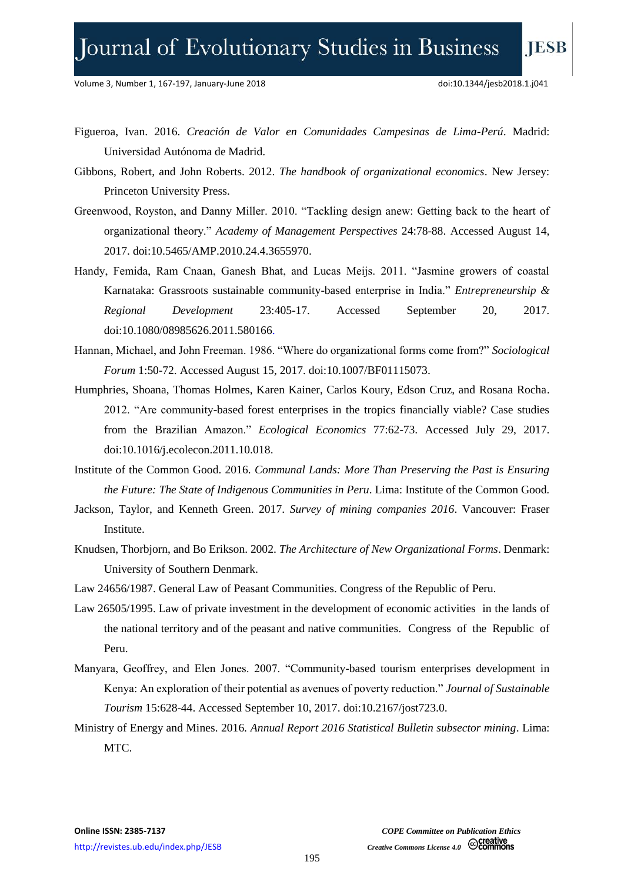Figueroa, Ivan. 2016. *Creación de Valor en Comunidades Campesinas de Lima-Perú*. Madrid: Universidad Autónoma de Madrid.

Gibbons, Robert, and John Roberts. 2012. *The handbook of organizational economics*. New Jersey: Princeton University Press.

Greenwood, Royston, and Danny Miller. 2010. "Tackling design anew: Getting back to the heart of organizational theory." *Academy of Management Perspectives* 24:78-88. Accessed August 14, 2017. doi:10.5465/AMP.2010.24.4.3655970.

Handy, Femida, Ram Cnaan, Ganesh Bhat, and Lucas Meijs. 2011. "Jasmine growers of coastal Karnataka: Grassroots sustainable community-based enterprise in India." *Entrepreneurship & Regional Development* 23:405-17. Accessed September 20, 2017. doi:10.1080/08985626.2011.580166.

Hannan, Michael, and John Freeman. 1986. "Where do organizational forms come from?" *Sociological Forum* 1:50-72. Accessed August 15, 2017. doi:10.1007/BF01115073.

Humphries, Shoana, Thomas Holmes, Karen Kainer, Carlos Koury, Edson Cruz, and Rosana Rocha. 2012. "Are community-based forest enterprises in the tropics financially viable? Case studies from the Brazilian Amazon." *Ecological Economics* 77:62-73. Accessed July 29, 2017. doi:10.1016/j.ecolecon.2011.10.018.

Institute of the Common Good. 2016. *Communal Lands: More Than Preserving the Past is Ensuring the Future: The State of Indigenous Communities in Peru*. Lima: Institute of the Common Good.

Jackson, Taylor, and Kenneth Green. 2017. *Survey of mining companies 2016*. Vancouver: Fraser Institute.

Knudsen, Thorbjorn, and Bo Erikson. 2002. *The Architecture of New Organizational Forms*. Denmark: University of Southern Denmark.

Law 24656/1987. General Law of Peasant Communities. Congress of the Republic of Peru.

Law 26505/1995. Law of private investment in the development of economic activities in the lands of the national territory and of the peasant and native communities. Congress of the Republic of Peru.

Manyara, Geoffrey, and Elen Jones. 2007. "Community-based tourism enterprises development in Kenya: An exploration of their potential as avenues of poverty reduction." *Journal of Sustainable Tourism* 15:628-44. Accessed September 10, 2017. doi:10.2167/jost723.0.

Ministry of Energy and Mines. 2016. *Annual Report 2016 Statistical Bulletin subsector mining*. Lima: MTC.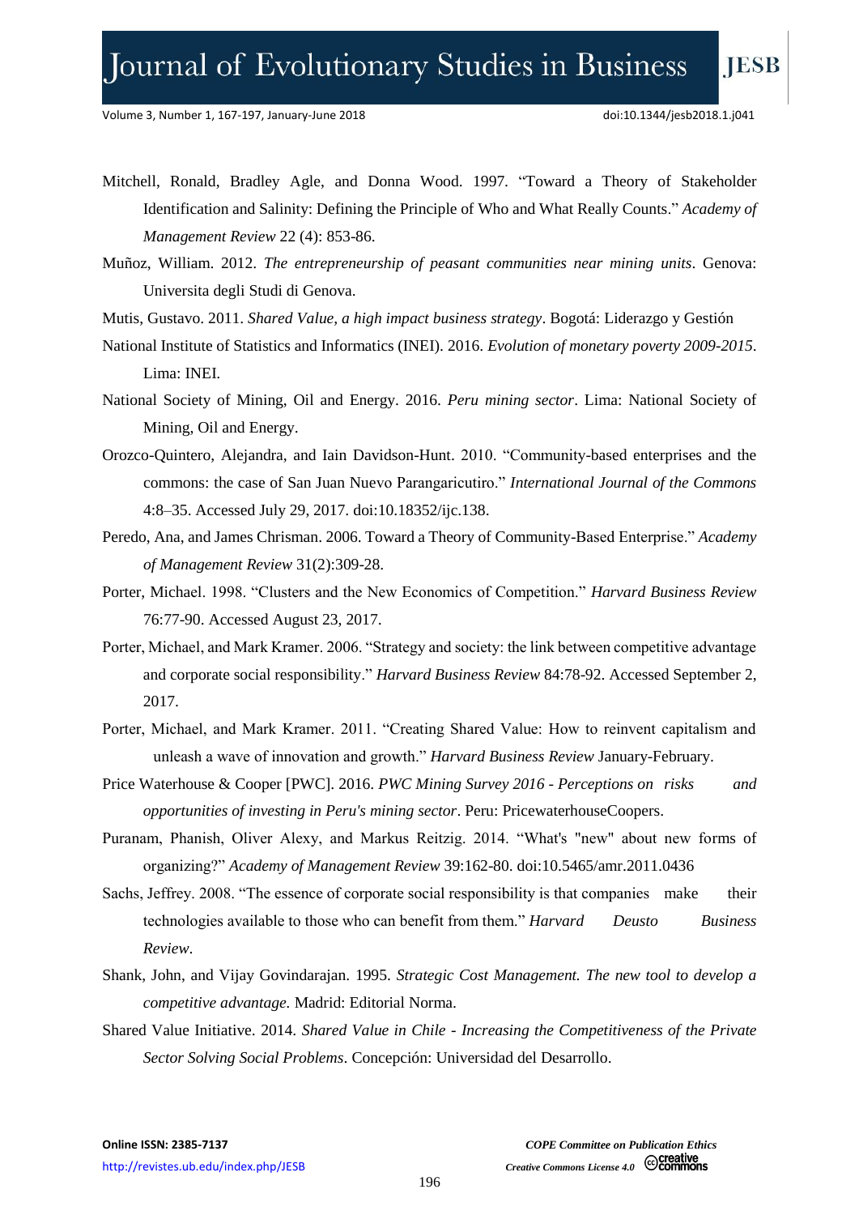Mitchell, Ronald, Bradley Agle, and Donna Wood. 1997. "Toward a Theory of Stakeholder Identification and Salinity: Defining the Principle of Who and What Really Counts." *Academy of Management Review* 22 (4): 853-86.

Muñoz, William. 2012. *The entrepreneurship of peasant communities near mining units*. Genova: Universita degli Studi di Genova.

Mutis, Gustavo. 2011. *Shared Value, a high impact business strategy*. Bogotá: Liderazgo y Gestión

National Institute of Statistics and Informatics (INEI). 2016. *Evolution of monetary poverty 2009-2015*. Lima: INEI.

National Society of Mining, Oil and Energy. 2016. *Peru mining sector*. Lima: National Society of Mining, Oil and Energy.

Orozco-Quintero, Alejandra, and Iain Davidson-Hunt. 2010. "Community-based enterprises and the commons: the case of San Juan Nuevo Parangaricutiro." *International Journal of the Commons* 4:8–35. Accessed July 29, 2017. doi:10.18352/ijc.138.

Peredo, Ana, and James Chrisman. 2006. Toward a Theory of Community-Based Enterprise." *Academy of Management Review* 31(2):309-28.

Porter, Michael. 1998. "Clusters and the New Economics of Competition." *Harvard Business Review* 76:77-90. Accessed August 23, 2017.

Porter, Michael, and Mark Kramer. 2006. "Strategy and society: the link between competitive advantage and corporate social responsibility." *Harvard Business Review* 84:78-92. Accessed September 2, 2017.

Porter, Michael, and Mark Kramer. 2011. "Creating Shared Value: How to reinvent capitalism and unleash a wave of innovation and growth." *Harvard Business Review* January-February.

Price Waterhouse & Cooper [PWC]. 2016. *PWC Mining Survey 2016 - Perceptions on risks and opportunities of investing in Peru's mining sector*. Peru: PricewaterhouseCoopers.

Puranam, Phanish, Oliver Alexy, and Markus Reitzig. 2014. "What's "new" about new forms of organizing?" *Academy of Management Review* 39:162-80. doi:10.5465/amr.2011.0436

Sachs, Jeffrey. 2008. "The essence of corporate social responsibility is that companies make their technologies available to those who can benefit from them." *Harvard Deusto Business Review*.

Shank, John, and Vijay Govindarajan. 1995. *Strategic Cost Management. The new tool to develop a competitive advantage.* Madrid: Editorial Norma.

Shared Value Initiative. 2014. *Shared Value in Chile - Increasing the Competitiveness of the Private Sector Solving Social Problems*. Concepción: Universidad del Desarrollo.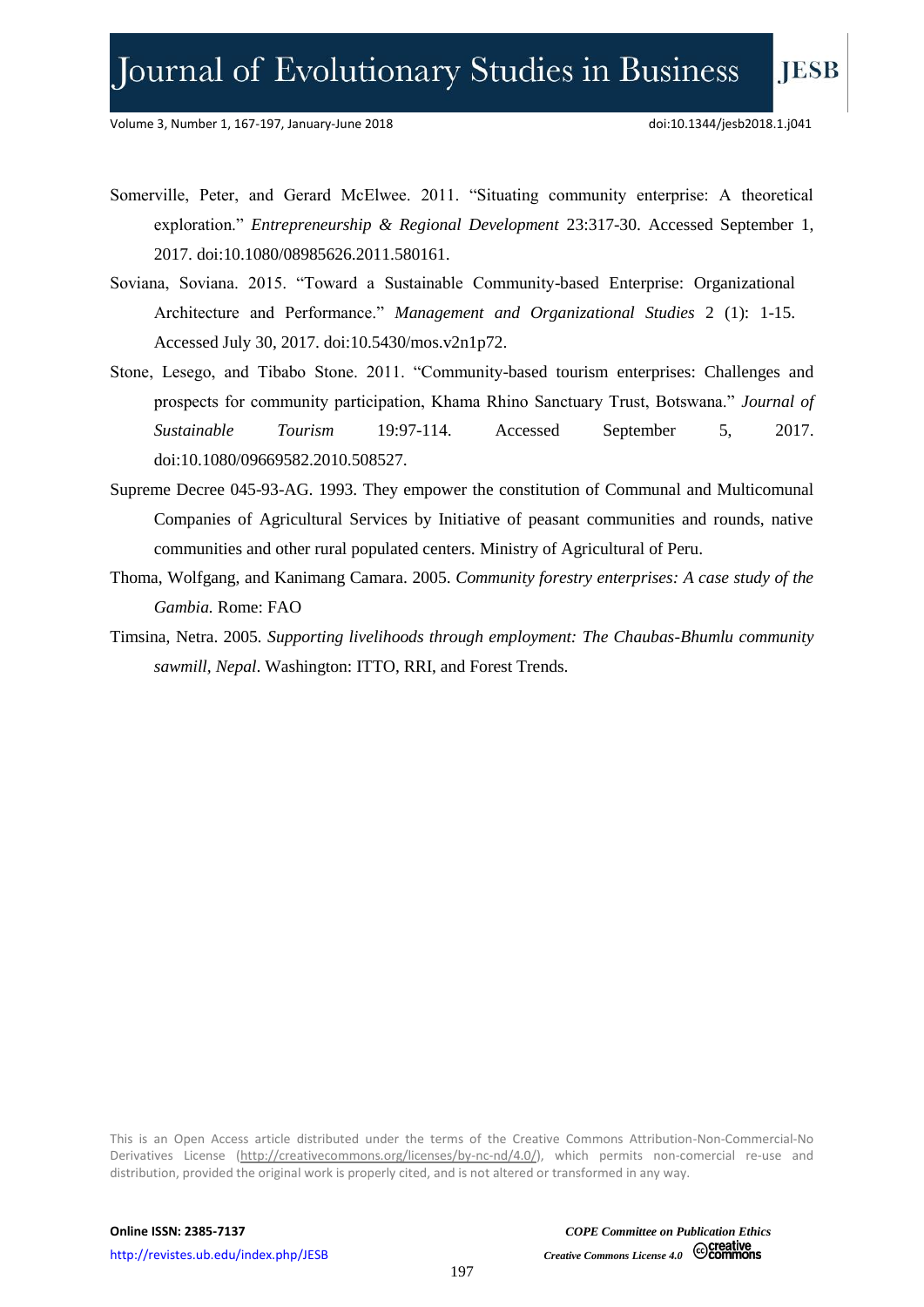Somerville, Peter, and Gerard McElwee. 2011. "Situating community enterprise: A theoretical exploration." *Entrepreneurship & Regional Development* 23:317-30. Accessed September 1, 2017. doi:10.1080/08985626.2011.580161.

Soviana, Soviana. 2015. "Toward a Sustainable Community-based Enterprise: Organizational Architecture and Performance." *Management and Organizational Studies* 2 (1): 1-15. Accessed July 30, 2017. doi:10.5430/mos.v2n1p72.

Stone, Lesego, and Tibabo Stone. 2011. "Community-based tourism enterprises: Challenges and prospects for community participation, Khama Rhino Sanctuary Trust, Botswana." *Journal of Sustainable Tourism* 19:97-114. Accessed September 5, 2017. doi:10.1080/09669582.2010.508527.

Supreme Decree 045-93-AG. 1993. They empower the constitution of Communal and Multicomunal Companies of Agricultural Services by Initiative of peasant communities and rounds, native communities and other rural populated centers. Ministry of Agricultural of Peru.

Thoma, Wolfgang, and Kanimang Camara. 2005. *Community forestry enterprises: A case study of the Gambia.* Rome: FAO

Timsina, Netra. 2005. *Supporting livelihoods through employment: The Chaubas-Bhumlu community sawmill, Nepal*. Washington: ITTO, RRI, and Forest Trends.

This is an Open Access article distributed under the terms of the Creative Commons Attribution-Non-Commercial-No Derivatives License (http://creativecommons.org/licenses/by-nc-nd/4.0/), which permits non-comercial re-use and distribution, provided the original work is properly cited, and is not altered or transformed in any way.